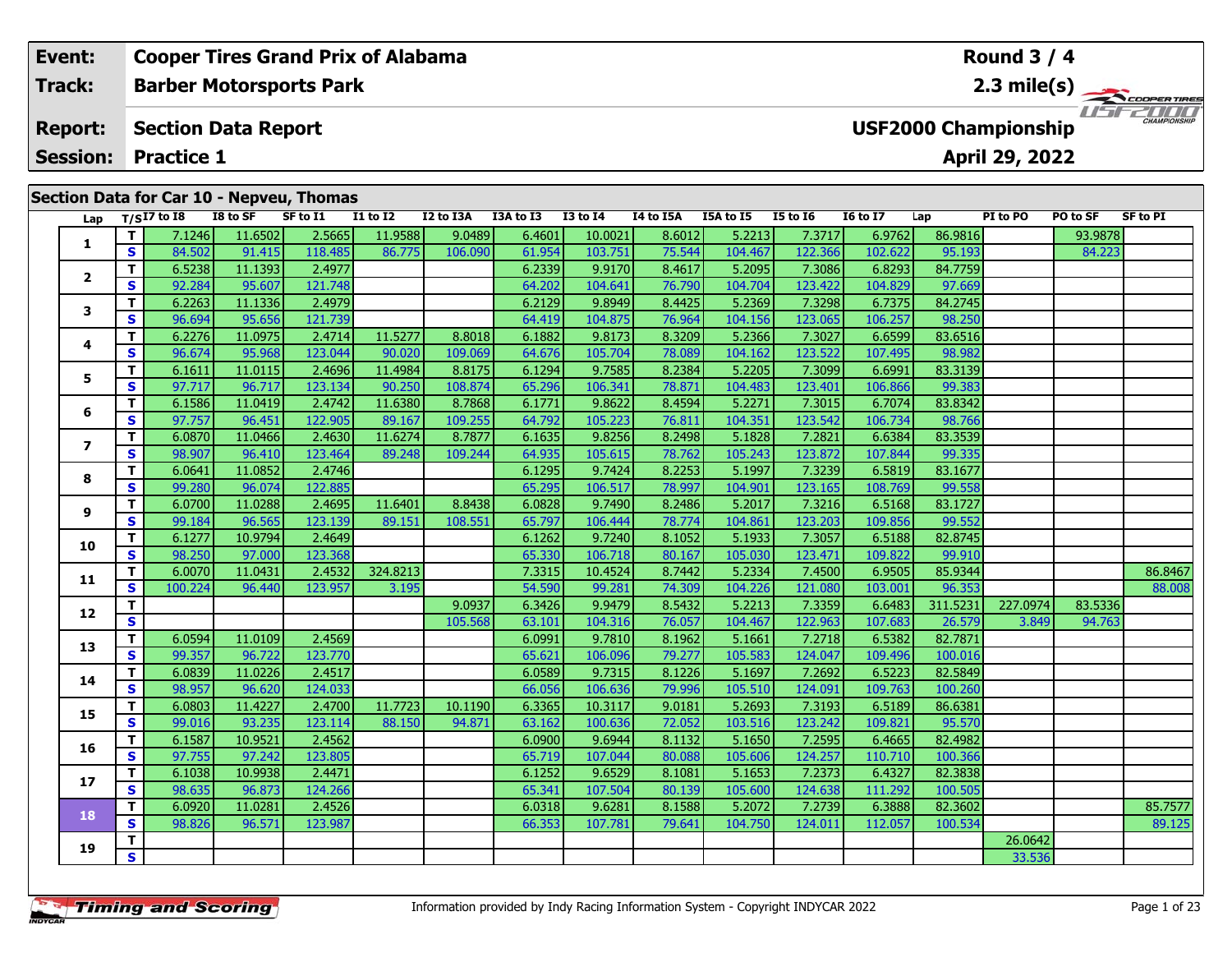| Event: | Cooper Tires Grand Prix of Alabama | Round 3 / 4 |
|---|---|---|
| Track: | Barber Motorsports Park | 2.3 mile(s) |
| Report: | Section Data Report | USF2000 Championship |
| Session: | Practice 1 | April 29, 2022 |

## Section Data for Car 10 - Nepveu, Thomas

| Lap | T/S | I7 to I8 | I8 to SF | SF to I1 | I1 to I2 | I2 to I3A | I3A to I3 | I3 to I4 | I4 to I5A | I5A to I5 | I5 to I6 | I6 to I7 | Lap | PI to PO | PO to SF | SF to PI |
|---|---|---|---|---|---|---|---|---|---|---|---|---|---|---|---|---|
| 1 | T | 7.1246 | 11.6502 | 2.5665 | 11.9588 | 9.0489 | 6.4601 | 10.0021 | 8.6012 | 5.2213 | 7.3717 | 6.9762 | 86.9816 | | 93.9878 | |
| | S | 84.502 | 91.415 | 118.485 | 86.775 | 106.090 | 61.954 | 103.751 | 75.544 | 104.467 | 122.366 | 102.622 | 95.193 | | 84.223 | |
| 2 | T | 6.5238 | 11.1393 | 2.4977 | | | 6.2339 | 9.9170 | 8.4617 | 5.2095 | 7.3086 | 6.8293 | 84.7759 | | | |
| | S | 92.284 | 95.607 | 121.748 | | | 64.202 | 104.641 | 76.790 | 104.704 | 123.422 | 104.829 | 97.669 | | | |
| 3 | T | 6.2263 | 11.1336 | 2.4979 | | | 6.2129 | 9.8949 | 8.4425 | 5.2369 | 7.3298 | 6.7375 | 84.2745 | | | |
| | S | 96.694 | 95.656 | 121.739 | | | 64.419 | 104.875 | 76.964 | 104.156 | 123.065 | 106.257 | 98.250 | | | |
| 4 | T | 6.2276 | 11.0975 | 2.4714 | 11.5277 | 8.8018 | 6.1882 | 9.8173 | 8.3209 | 5.2366 | 7.3027 | 6.6599 | 83.6516 | | | |
| | S | 96.674 | 95.968 | 123.044 | 90.020 | 109.069 | 64.676 | 105.704 | 78.089 | 104.162 | 123.522 | 107.495 | 98.982 | | | |
| 5 | T | 6.1611 | 11.0115 | 2.4696 | 11.4984 | 8.8175 | 6.1294 | 9.7585 | 8.2384 | 5.2205 | 7.3099 | 6.6991 | 83.3139 | | | |
| | S | 97.717 | 96.717 | 123.134 | 90.250 | 108.874 | 65.296 | 106.341 | 78.871 | 104.483 | 123.401 | 106.866 | 99.383 | | | |
| 6 | T | 6.1586 | 11.0419 | 2.4742 | 11.6380 | 8.7868 | 6.1771 | 9.8622 | 8.4594 | 5.2271 | 7.3015 | 6.7074 | 83.8342 | | | |
| | S | 97.757 | 96.451 | 122.905 | 89.167 | 109.255 | 64.792 | 105.223 | 76.811 | 104.351 | 123.542 | 106.734 | 98.766 | | | |
| 7 | T | 6.0870 | 11.0466 | 2.4630 | 11.6274 | 8.7877 | 6.1635 | 9.8256 | 8.2498 | 5.1828 | 7.2821 | 6.6384 | 83.3539 | | | |
| | S | 98.907 | 96.410 | 123.464 | 89.248 | 109.244 | 64.935 | 105.615 | 78.762 | 105.243 | 123.872 | 107.844 | 99.335 | | | |
| 8 | T | 6.0641 | 11.0852 | 2.4746 | | | 6.1295 | 9.7424 | 8.2253 | 5.1997 | 7.3239 | 6.5819 | 83.1677 | | | |
| | S | 99.280 | 96.074 | 122.885 | | | 65.295 | 106.517 | 78.997 | 104.901 | 123.165 | 108.769 | 99.558 | | | |
| 9 | T | 6.0700 | 11.0288 | 2.4695 | 11.6401 | 8.8438 | 6.0828 | 9.7490 | 8.2486 | 5.2017 | 7.3216 | 6.5168 | 83.1727 | | | |
| | S | 99.184 | 96.565 | 123.139 | 89.151 | 108.551 | 65.797 | 106.444 | 78.774 | 104.861 | 123.203 | 109.856 | 99.552 | | | |
| 10 | T | 6.1277 | 10.9794 | 2.4649 | | | 6.1262 | 9.7240 | 8.1052 | 5.1933 | 7.3057 | 6.5188 | 82.8745 | | | |
| | S | 98.250 | 97.000 | 123.368 | | | 65.330 | 106.718 | 80.167 | 105.030 | 123.471 | 109.822 | 99.910 | | | |
| 11 | T | 6.0070 | 11.0431 | 2.4532 | 324.8213 | | 7.3315 | 10.4524 | 8.7442 | 5.2334 | 7.4500 | 6.9505 | 85.9344 | | | 86.8467 |
| | S | 100.224 | 96.440 | 123.957 | 3.195 | | 54.590 | 99.281 | 74.309 | 104.226 | 121.080 | 103.001 | 96.353 | | | 88.008 |
| 12 | T | | | | | 9.0937 | 6.3426 | 9.9479 | 8.5432 | 5.2213 | 7.3359 | 6.6483 | 311.5231 | 227.0974 | 83.5336 | |
| | S | | | | | 105.568 | 63.101 | 104.316 | 76.057 | 104.467 | 122.963 | 107.683 | 26.579 | 3.849 | 94.763 | |
| 13 | T | 6.0594 | 11.0109 | 2.4569 | | | 6.0991 | 9.7810 | 8.1962 | 5.1661 | 7.2718 | 6.5382 | 82.7871 | | | |
| | S | 99.357 | 96.722 | 123.770 | | | 65.621 | 106.096 | 79.277 | 105.583 | 124.047 | 109.496 | 100.016 | | | |
| 14 | T | 6.0839 | 11.0226 | 2.4517 | | | 6.0589 | 9.7315 | 8.1226 | 5.1697 | 7.2692 | 6.5223 | 82.5849 | | | |
| | S | 98.957 | 96.620 | 124.033 | | | 66.056 | 106.636 | 79.996 | 105.510 | 124.091 | 109.763 | 100.260 | | | |
| 15 | T | 6.0803 | 11.4227 | 2.4700 | 11.7723 | 10.1190 | 6.3365 | 10.3117 | 9.0181 | 5.2693 | 7.3193 | 6.5189 | 86.6381 | | | |
| | S | 99.016 | 93.235 | 123.114 | 88.150 | 94.871 | 63.162 | 100.636 | 72.052 | 103.516 | 123.242 | 109.821 | 95.570 | | | |
| 16 | T | 6.1587 | 10.9521 | 2.4562 | | | 6.0900 | 9.6944 | 8.1132 | 5.1650 | 7.2595 | 6.4665 | 82.4982 | | | |
| | S | 97.755 | 97.242 | 123.805 | | | 65.719 | 107.044 | 80.088 | 105.606 | 124.257 | 110.710 | 100.366 | | | |
| 17 | T | 6.1038 | 10.9938 | 2.4471 | | | 6.1252 | 9.6529 | 8.1081 | 5.1653 | 7.2373 | 6.4327 | 82.3838 | | | |
| | S | 98.635 | 96.873 | 124.266 | | | 65.341 | 107.504 | 80.139 | 105.600 | 124.638 | 111.292 | 100.505 | | | |
| 18 | T | 6.0920 | 11.0281 | 2.4526 | | | 6.0318 | 9.6281 | 8.1588 | 5.2072 | 7.2739 | 6.3888 | 82.3602 | | | 85.7577 |
| | S | 98.826 | 96.571 | 123.987 | | | 66.353 | 107.781 | 79.641 | 104.750 | 124.011 | 112.057 | 100.534 | | | 89.125 |
| 19 | T | | | | | | | | | | | | | 26.0642 | | |
| | S | | | | | | | | | | | | | 33.536 | | |

Information provided by Indy Racing Information System - Copyright INDYCAR 2022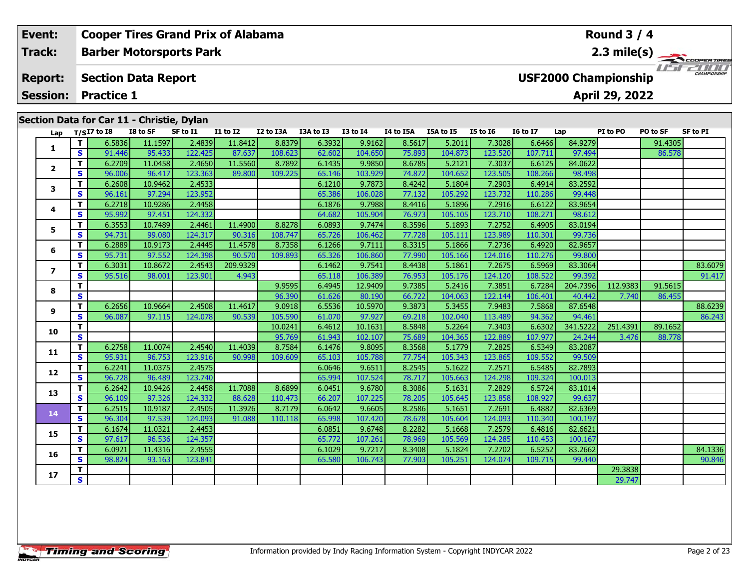| Event: | Cooper Tires Grand Prix of Alabama | Round 3 / 4 |
|---|---|---|
| Track: | Barber Motorsports Park | 2.3 mile(s) |
| Report: | Section Data Report | USF2000 Championship |
| Session: | Practice 1 | April 29, 2022 |

## Section Data for Car 11 - Christie, Dylan

| Lap | T/S | I7 to I8 | I8 to SF | SF to I1 | I1 to I2 | I2 to I3A | I3A to I3 | I3 to I4 | I4 to I5A | I5A to I5 | I5 to I6 | I6 to I7 | Lap | PI to PO | PO to SF | SF to PI |
|---|---|---|---|---|---|---|---|---|---|---|---|---|---|---|---|---|
| 1 | T | 6.5836 | 11.1597 | 2.4839 | 11.8412 | 8.8379 | 6.3932 | 9.9162 | 8.5617 | 5.2011 | 7.3028 | 6.6466 | 84.9279 | | 91.4305 | |
| | S | 91.446 | 95.433 | 122.425 | 87.637 | 108.623 | 62.602 | 104.650 | 75.893 | 104.873 | 123.520 | 107.711 | 97.494 | | 86.578 | |
| 2 | T | 6.2709 | 11.0458 | 2.4650 | 11.5560 | 8.7892 | 6.1435 | 9.9850 | 8.6785 | 5.2121 | 7.3037 | 6.6125 | 84.0622 | | | |
| | S | 96.006 | 96.417 | 123.363 | 89.800 | 109.225 | 65.146 | 103.929 | 74.872 | 104.652 | 123.505 | 108.266 | 98.498 | | | |
| 3 | T | 6.2608 | 10.9462 | 2.4533 | | | 6.1210 | 9.7873 | 8.4242 | 5.1804 | 7.2903 | 6.4914 | 83.2592 | | | |
| | S | 96.161 | 97.294 | 123.952 | | | 65.386 | 106.028 | 77.132 | 105.292 | 123.732 | 110.286 | 99.448 | | | |
| 4 | T | 6.2718 | 10.9286 | 2.4458 | | | 6.1876 | 9.7988 | 8.4416 | 5.1896 | 7.2916 | 6.6122 | 83.9654 | | | |
| | S | 95.992 | 97.451 | 124.332 | | | 64.682 | 105.904 | 76.973 | 105.105 | 123.710 | 108.271 | 98.612 | | | |
| 5 | T | 6.3553 | 10.7489 | 2.4461 | 11.4900 | 8.8278 | 6.0893 | 9.7474 | 8.3596 | 5.1893 | 7.2752 | 6.4905 | 83.0194 | | | |
| | S | 94.731 | 99.080 | 124.317 | 90.316 | 108.747 | 65.726 | 106.462 | 77.728 | 105.111 | 123.989 | 110.301 | 99.736 | | | |
| 6 | T | 6.2889 | 10.9173 | 2.4445 | 11.4578 | 8.7358 | 6.1266 | 9.7111 | 8.3315 | 5.1866 | 7.2736 | 6.4920 | 82.9657 | | | |
| | S | 95.731 | 97.552 | 124.398 | 90.570 | 109.893 | 65.326 | 106.860 | 77.990 | 105.166 | 124.016 | 110.276 | 99.800 | | | |
| 7 | T | 6.3031 | 10.8672 | 2.4543 | 209.9329 | | 6.1462 | 9.7541 | 8.4438 | 5.1861 | 7.2675 | 6.5969 | 83.3064 | | | 83.6079 |
| | S | 95.516 | 98.001 | 123.901 | 4.943 | | 65.118 | 106.389 | 76.953 | 105.176 | 124.120 | 108.522 | 99.392 | | | 91.417 |
| 8 | T | | | | | 9.9595 | 6.4945 | 12.9409 | 9.7385 | 5.2416 | 7.3851 | 6.7284 | 204.7396 | 112.9383 | 91.5615 | |
| | S | | | | | 96.390 | 61.626 | 80.190 | 66.722 | 104.063 | 122.144 | 106.401 | 40.442 | 7.740 | 86.455 | |
| 9 | T | 6.2656 | 10.9664 | 2.4508 | 11.4617 | 9.0918 | 6.5536 | 10.5970 | 9.3873 | 5.3455 | 7.9483 | 7.5868 | 87.6548 | | | 88.6239 |
| | S | 96.087 | 97.115 | 124.078 | 90.539 | 105.590 | 61.070 | 97.927 | 69.218 | 102.040 | 113.489 | 94.362 | 94.461 | | | 86.243 |
| 10 | T | | | | | 10.0241 | 6.4612 | 10.1631 | 8.5848 | 5.2264 | 7.3403 | 6.6302 | 341.5222 | 251.4391 | 89.1652 | |
| | S | | | | | 95.769 | 61.943 | 102.107 | 75.689 | 104.365 | 122.889 | 107.977 | 24.244 | 3.476 | 88.778 | |
| 11 | T | 6.2758 | 11.0074 | 2.4540 | 11.4039 | 8.7584 | 6.1476 | 9.8095 | 8.3568 | 5.1779 | 7.2825 | 6.5349 | 83.2087 | | | |
| | S | 95.931 | 96.753 | 123.916 | 90.998 | 109.609 | 65.103 | 105.788 | 77.754 | 105.343 | 123.865 | 109.552 | 99.509 | | | |
| 12 | T | 6.2241 | 11.0375 | 2.4575 | | | 6.0646 | 9.6511 | 8.2545 | 5.1622 | 7.2571 | 6.5485 | 82.7893 | | | |
| | S | 96.728 | 96.489 | 123.740 | | | 65.994 | 107.524 | 78.717 | 105.663 | 124.298 | 109.324 | 100.013 | | | |
| 13 | T | 6.2642 | 10.9426 | 2.4458 | 11.7088 | 8.6899 | 6.0451 | 9.6780 | 8.3086 | 5.1631 | 7.2829 | 6.5724 | 83.1014 | | | |
| | S | 96.109 | 97.326 | 124.332 | 88.628 | 110.473 | 66.207 | 107.225 | 78.205 | 105.645 | 123.858 | 108.927 | 99.637 | | | |
| 14 | T | 6.2515 | 10.9187 | 2.4505 | 11.3926 | 8.7179 | 6.0642 | 9.6605 | 8.2586 | 5.1651 | 7.2691 | 6.4882 | 82.6369 | | | |
| | S | 96.304 | 97.539 | 124.093 | 91.088 | 110.118 | 65.998 | 107.420 | 78.678 | 105.604 | 124.093 | 110.340 | 100.197 | | | |
| 15 | T | 6.1674 | 11.0321 | 2.4453 | | | 6.0851 | 9.6748 | 8.2282 | 5.1668 | 7.2579 | 6.4816 | 82.6621 | | | |
| | S | 97.617 | 96.536 | 124.357 | | | 65.772 | 107.261 | 78.969 | 105.569 | 124.285 | 110.453 | 100.167 | | | |
| 16 | T | 6.0921 | 11.4316 | 2.4555 | | | 6.1029 | 9.7217 | 8.3408 | 5.1824 | 7.2702 | 6.5252 | 83.2662 | | | 84.1336 |
| | S | 98.824 | 93.163 | 123.841 | | | 65.580 | 106.743 | 77.903 | 105.251 | 124.074 | 109.715 | 99.440 | | | 90.846 |
| 17 | T | | | | | | | | | | | | | 29.3838 | | |
| | S | | | | | | | | | | | | | 29.747 | | |

Information provided by Indy Racing Information System - Copyright INDYCAR 2022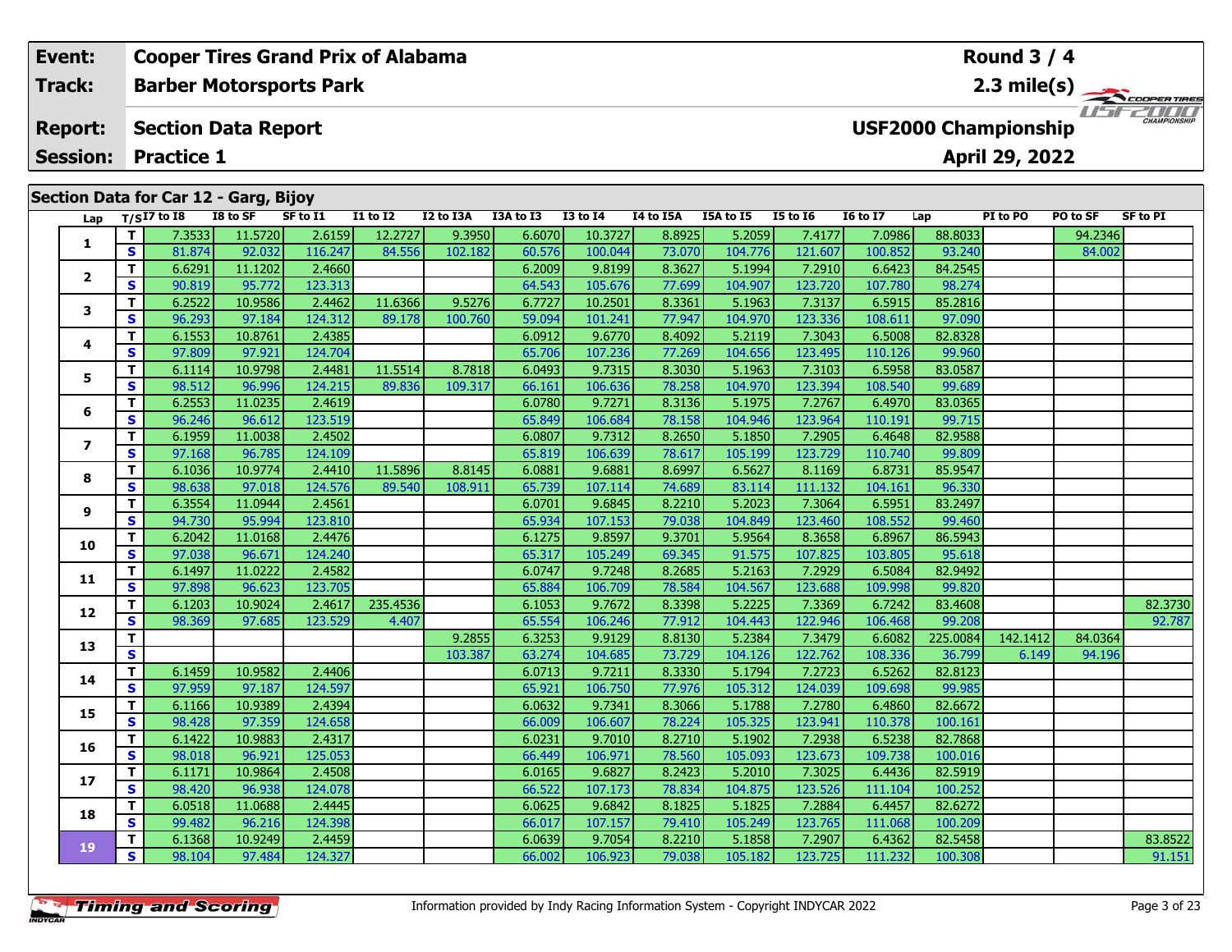| Event: | Cooper Tires Grand Prix of Alabama | Round 3 / 4 |
|---|---|---|
| Track: | Barber Motorsports Park | 2.3 mile(s) |
| Report: | Section Data Report | USF2000 Championship |
| Session: | Practice 1 | April 29, 2022 |

## Section Data for Car 12 - Garg, Bijoy

| Lap | T/S | I7 to I8 | I8 to SF | SF to I1 | I1 to I2 | I2 to I3A | I3A to I3 | I3 to I4 | I4 to I5A | I5A to I5 | I5 to I6 | I6 to I7 | Lap | PI to PO | PO to SF | SF to PI |
|---|---|---|---|---|---|---|---|---|---|---|---|---|---|---|---|---|
| 1 | T | 7.3533 | 11.5720 | 2.6159 | 12.2727 | 9.3950 | 6.6070 | 10.3727 | 8.8925 | 5.2059 | 7.4177 | 7.0986 | 88.8033 | | 94.2346 | |
| | S | 81.874 | 92.032 | 116.247 | 84.556 | 102.182 | 60.576 | 100.044 | 73.070 | 104.776 | 121.607 | 100.852 | 93.240 | | 84.002 | |
| 2 | T | 6.6291 | 11.1202 | 2.4660 | | | 6.2009 | 9.8199 | 8.3627 | 5.1994 | 7.2910 | 6.6423 | 84.2545 | | | |
| | S | 90.819 | 95.772 | 123.313 | | | 64.543 | 105.676 | 77.699 | 104.907 | 123.720 | 107.780 | 98.274 | | | |
| 3 | T | 6.2522 | 10.9586 | 2.4462 | 11.6366 | 9.5276 | 6.7727 | 10.2501 | 8.3361 | 5.1963 | 7.3137 | 6.5915 | 85.2816 | | | |
| | S | 96.293 | 97.184 | 124.312 | 89.178 | 100.760 | 59.094 | 101.241 | 77.947 | 104.970 | 123.336 | 108.611 | 97.090 | | | |
| 4 | T | 6.1553 | 10.8761 | 2.4385 | | | 6.0912 | 9.6770 | 8.4092 | 5.2119 | 7.3043 | 6.5008 | 82.8328 | | | |
| | S | 97.809 | 97.921 | 124.704 | | | 65.706 | 107.236 | 77.269 | 104.656 | 123.495 | 110.126 | 99.960 | | | |
| 5 | T | 6.1114 | 10.9798 | 2.4481 | 11.5514 | 8.7818 | 6.0493 | 9.7315 | 8.3030 | 5.1963 | 7.3103 | 6.5958 | 83.0587 | | | |
| | S | 98.512 | 96.996 | 124.215 | 89.836 | 109.317 | 66.161 | 106.636 | 78.258 | 104.970 | 123.394 | 108.540 | 99.689 | | | |
| 6 | T | 6.2553 | 11.0235 | 2.4619 | | | 6.0780 | 9.7271 | 8.3136 | 5.1975 | 7.2767 | 6.4970 | 83.0365 | | | |
| | S | 96.246 | 96.612 | 123.519 | | | 65.849 | 106.684 | 78.158 | 104.946 | 123.964 | 110.191 | 99.715 | | | |
| 7 | T | 6.1959 | 11.0038 | 2.4502 | | | 6.0807 | 9.7312 | 8.2650 | 5.1850 | 7.2905 | 6.4648 | 82.9588 | | | |
| | S | 97.168 | 96.785 | 124.109 | | | 65.819 | 106.639 | 78.617 | 105.199 | 123.729 | 110.740 | 99.809 | | | |
| 8 | T | 6.1036 | 10.9774 | 2.4410 | 11.5896 | 8.8145 | 6.0881 | 9.6881 | 8.6997 | 6.5627 | 8.1169 | 6.8731 | 85.9547 | | | |
| | S | 98.638 | 97.018 | 124.576 | 89.540 | 108.911 | 65.739 | 107.114 | 74.689 | 83.114 | 111.132 | 104.161 | 96.330 | | | |
| 9 | T | 6.3554 | 11.0944 | 2.4561 | | | 6.0701 | 9.6845 | 8.2210 | 5.2023 | 7.3064 | 6.5951 | 83.2497 | | | |
| | S | 94.730 | 95.994 | 123.810 | | | 65.934 | 107.153 | 79.038 | 104.849 | 123.460 | 108.552 | 99.460 | | | |
| 10 | T | 6.2042 | 11.0168 | 2.4476 | | | 6.1275 | 9.8597 | 9.3701 | 5.9564 | 8.3658 | 6.8967 | 86.5943 | | | |
| | S | 97.038 | 96.671 | 124.240 | | | 65.317 | 105.249 | 69.345 | 91.575 | 107.825 | 103.805 | 95.618 | | | |
| 11 | T | 6.1497 | 11.0222 | 2.4582 | | | 6.0747 | 9.7248 | 8.2685 | 5.2163 | 7.2929 | 6.5084 | 82.9492 | | | |
| | S | 97.898 | 96.623 | 123.705 | | | 65.884 | 106.709 | 78.584 | 104.567 | 123.688 | 109.998 | 99.820 | | | |
| 12 | T | 6.1203 | 10.9024 | 2.4617 | 235.4536 | | 6.1053 | 9.7672 | 8.3398 | 5.2225 | 7.3369 | 6.7242 | 83.4608 | | | 82.3730 |
| | S | 98.369 | 97.685 | 123.529 | 4.407 | | 65.554 | 106.246 | 77.912 | 104.443 | 122.946 | 106.468 | 99.208 | | | 92.787 |
| 13 | T | | | | | 9.2855 | 6.3253 | 9.9129 | 8.8130 | 5.2384 | 7.3479 | 6.6082 | 225.0084 | 142.1412 | 84.0364 | |
| | S | | | | | 103.387 | 63.274 | 104.685 | 73.729 | 104.126 | 122.762 | 108.336 | 36.799 | 6.149 | 94.196 | |
| 14 | T | 6.1459 | 10.9582 | 2.4406 | | | 6.0713 | 9.7211 | 8.3330 | 5.1794 | 7.2723 | 6.5262 | 82.8123 | | | |
| | S | 97.959 | 97.187 | 124.597 | | | 65.921 | 106.750 | 77.976 | 105.312 | 124.039 | 109.698 | 99.985 | | | |
| 15 | T | 6.1166 | 10.9389 | 2.4394 | | | 6.0632 | 9.7341 | 8.3066 | 5.1788 | 7.2780 | 6.4860 | 82.6672 | | | |
| | S | 98.428 | 97.359 | 124.658 | | | 66.009 | 106.607 | 78.224 | 105.325 | 123.941 | 110.378 | 100.161 | | | |
| 16 | T | 6.1422 | 10.9883 | 2.4317 | | | 6.0231 | 9.7010 | 8.2710 | 5.1902 | 7.2938 | 6.5238 | 82.7868 | | | |
| | S | 98.018 | 96.921 | 125.053 | | | 66.449 | 106.971 | 78.560 | 105.093 | 123.673 | 109.738 | 100.016 | | | |
| 17 | T | 6.1171 | 10.9864 | 2.4508 | | | 6.0165 | 9.6827 | 8.2423 | 5.2010 | 7.3025 | 6.4436 | 82.5919 | | | |
| | S | 98.420 | 96.938 | 124.078 | | | 66.522 | 107.173 | 78.834 | 104.875 | 123.526 | 111.104 | 100.252 | | | |
| 18 | T | 6.0518 | 11.0688 | 2.4445 | | | 6.0625 | 9.6842 | 8.1825 | 5.1825 | 7.2884 | 6.4457 | 82.6272 | | | |
| | S | 99.482 | 96.216 | 124.398 | | | 66.017 | 107.157 | 79.410 | 105.249 | 123.765 | 111.068 | 100.209 | | | |
| 19 | T | 6.1368 | 10.9249 | 2.4459 | | | 6.0639 | 9.7054 | 8.2210 | 5.1858 | 7.2907 | 6.4362 | 82.5458 | | | 83.8522 |
| | S | 98.104 | 97.484 | 124.327 | | | 66.002 | 106.923 | 79.038 | 105.182 | 123.725 | 111.232 | 100.308 | | | 91.151 |

Information provided by Indy Racing Information System - Copyright INDYCAR 2022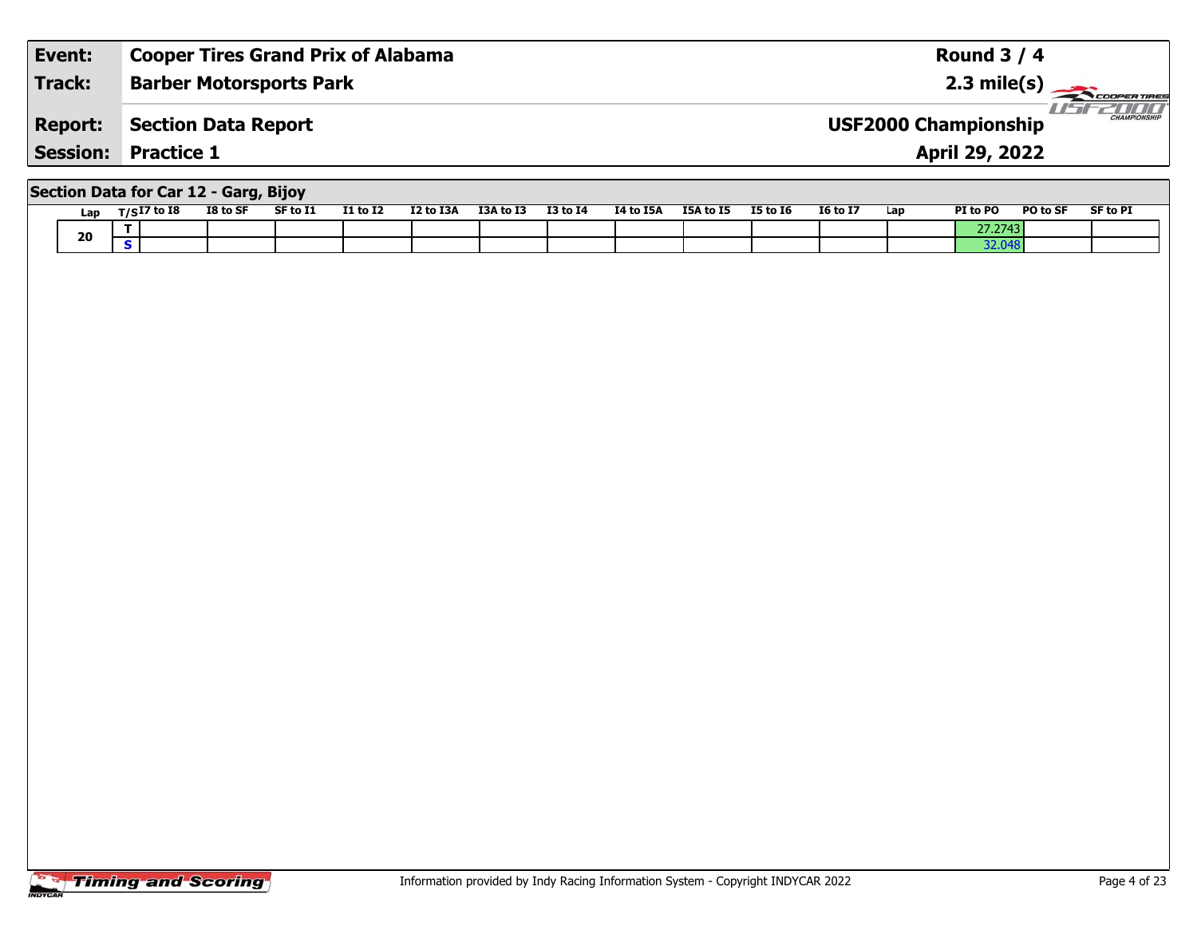| Event: | Cooper Tires Grand Prix of Alabama | Round 3 / 4 |
|---|---|---|
| Track: | Barber Motorsports Park | 2.3 mile(s) |
| Report: | Section Data Report | USF2000 Championship |
| Session: | Practice 1 | April 29, 2022 |

## Section Data for Car 12 - Garg, Bijoy

| Lap | T/S | I7 to I8 | I8 to SF | SF to I1 | I1 to I2 | I2 to I3A | I3A to I3 | I3 to I4 | I4 to I5A | I5A to I5 | I5 to I6 | I6 to I7 | Lap | PI to PO | PO to SF | SF to PI |
|---|---|---|---|---|---|---|---|---|---|---|---|---|---|---|---|---|
| 20 | T | | | | | | | | | | | | | 27.2743 | | |
| | S | | | | | | | | | | | | | 32.048 | | |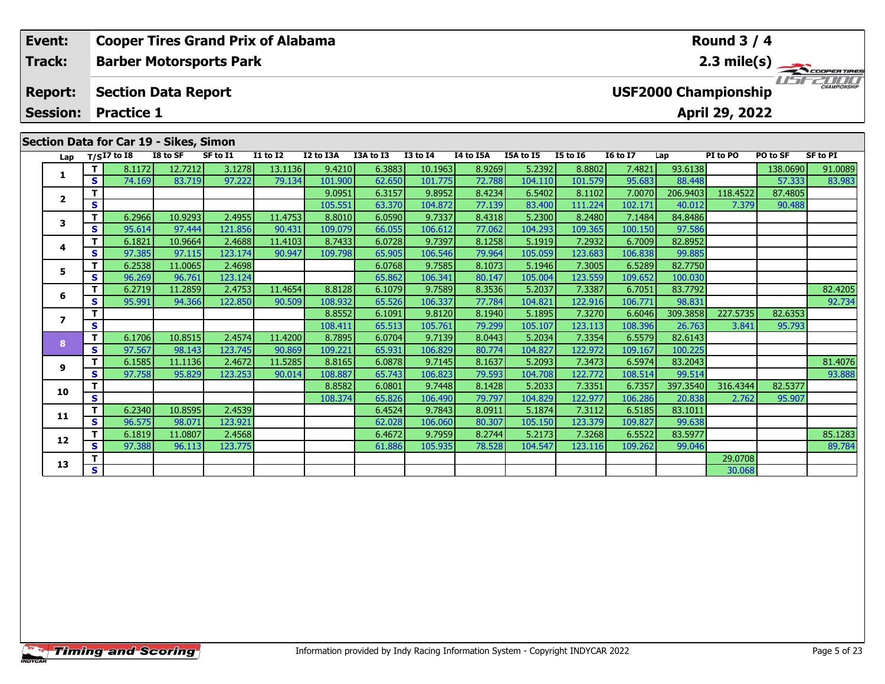| Event: | Cooper Tires Grand Prix of Alabama | Round 3 / 4 |
|---|---|---|
| Track: | Barber Motorsports Park | 2.3 mile(s) |
| Report: | Section Data Report | USF2000 Championship |
| Session: | Practice 1 | April 29, 2022 |

## Section Data for Car 19 - Sikes, Simon

| Lap | T/S | I7 to I8 | I8 to SF | SF to I1 | I1 to I2 | I2 to I3A | I3A to I3 | I3 to I4 | I4 to I5A | I5A to I5 | I5 to I6 | I6 to I7 | Lap | PI to PO | PO to SF | SF to PI |
|---|---|---|---|---|---|---|---|---|---|---|---|---|---|---|---|---|
| 1 | T | 8.1172 | 12.7212 | 3.1278 | 13.1136 | 9.4210 | 6.3883 | 10.1963 | 8.9269 | 5.2392 | 8.8802 | 7.4821 | 93.6138 | | 138.0690 | 91.0089 |
| | S | 74.169 | 83.719 | 97.222 | 79.134 | 101.900 | 62.650 | 101.775 | 72.788 | 104.110 | 101.579 | 95.683 | 88.448 | | 57.333 | 83.983 |
| 2 | T | | | | | 9.0951 | 6.3157 | 9.8952 | 8.4234 | 6.5402 | 8.1102 | 7.0070 | 206.9403 | 118.4522 | 87.4805 | |
| | S | | | | | 105.551 | 63.370 | 104.872 | 77.139 | 83.400 | 111.224 | 102.171 | 40.012 | 7.379 | 90.488 | |
| 3 | T | 6.2966 | 10.9293 | 2.4955 | 11.4753 | 8.8010 | 6.0590 | 9.7337 | 8.4318 | 5.2300 | 8.2480 | 7.1484 | 84.8486 | | | |
| | S | 95.614 | 97.444 | 121.856 | 90.431 | 109.079 | 66.055 | 106.612 | 77.062 | 104.293 | 109.365 | 100.150 | 97.586 | | | |
| 4 | T | 6.1821 | 10.9664 | 2.4688 | 11.4103 | 8.7433 | 6.0728 | 9.7397 | 8.1258 | 5.1919 | 7.2932 | 6.7009 | 82.8952 | | | |
| | S | 97.385 | 97.115 | 123.174 | 90.947 | 109.798 | 65.905 | 106.546 | 79.964 | 105.059 | 123.683 | 106.838 | 99.885 | | | |
| 5 | T | 6.2538 | 11.0065 | 2.4698 | | | 6.0768 | 9.7585 | 8.1073 | 5.1946 | 7.3005 | 6.5289 | 82.7750 | | | |
| | S | 96.269 | 96.761 | 123.124 | | | 65.862 | 106.341 | 80.147 | 105.004 | 123.559 | 109.652 | 100.030 | | | |
| 6 | T | 6.2719 | 11.2859 | 2.4753 | 11.4654 | 8.8128 | 6.1079 | 9.7589 | 8.3536 | 5.2037 | 7.3387 | 6.7051 | 83.7792 | | | 82.4205 |
| | S | 95.991 | 94.366 | 122.850 | 90.509 | 108.932 | 65.526 | 106.337 | 77.784 | 104.821 | 122.916 | 106.771 | 98.831 | | | 92.734 |
| 7 | T | | | | | 8.8552 | 6.1091 | 9.8120 | 8.1940 | 5.1895 | 7.3270 | 6.6046 | 309.3858 | 227.5735 | 82.6353 | |
| | S | | | | | 108.411 | 65.513 | 105.761 | 79.299 | 105.107 | 123.113 | 108.396 | 26.763 | 3.841 | 95.793 | |
| 8 | T | 6.1706 | 10.8515 | 2.4574 | 11.4200 | 8.7895 | 6.0704 | 9.7139 | 8.0443 | 5.2034 | 7.3354 | 6.5579 | 82.6143 | | | |
| | S | 97.567 | 98.143 | 123.745 | 90.869 | 109.221 | 65.931 | 106.829 | 80.774 | 104.827 | 122.972 | 109.167 | 100.225 | | | |
| 9 | T | 6.1585 | 11.1136 | 2.4672 | 11.5285 | 8.8165 | 6.0878 | 9.7145 | 8.1637 | 5.2093 | 7.3473 | 6.5974 | 83.2043 | | | 81.4076 |
| | S | 97.758 | 95.829 | 123.253 | 90.014 | 108.887 | 65.743 | 106.823 | 79.593 | 104.708 | 122.772 | 108.514 | 99.514 | | | 93.888 |
| 10 | T | | | | | 8.8582 | 6.0801 | 9.7448 | 8.1428 | 5.2033 | 7.3351 | 6.7357 | 397.3540 | 316.4344 | 82.5377 | |
| | S | | | | | 108.374 | 65.826 | 106.490 | 79.797 | 104.829 | 122.977 | 106.286 | 20.838 | 2.762 | 95.907 | |
| 11 | T | 6.2340 | 10.8595 | 2.4539 | | | 6.4524 | 9.7843 | 8.0911 | 5.1874 | 7.3112 | 6.5185 | 83.1011 | | | |
| | S | 96.575 | 98.071 | 123.921 | | | 62.028 | 106.060 | 80.307 | 105.150 | 123.379 | 109.827 | 99.638 | | | |
| 12 | T | 6.1819 | 11.0807 | 2.4568 | | | 6.4672 | 9.7959 | 8.2744 | 5.2173 | 7.3268 | 6.5522 | 83.5977 | | | 85.1283 |
| | S | 97.388 | 96.113 | 123.775 | | | 61.886 | 105.935 | 78.528 | 104.547 | 123.116 | 109.262 | 99.046 | | | 89.784 |
| 13 | T | | | | | | | | | | | | | 29.0708 | | |
| | S | | | | | | | | | | | | | 30.068 | | |

Information provided by Indy Racing Information System - Copyright INDYCAR 2022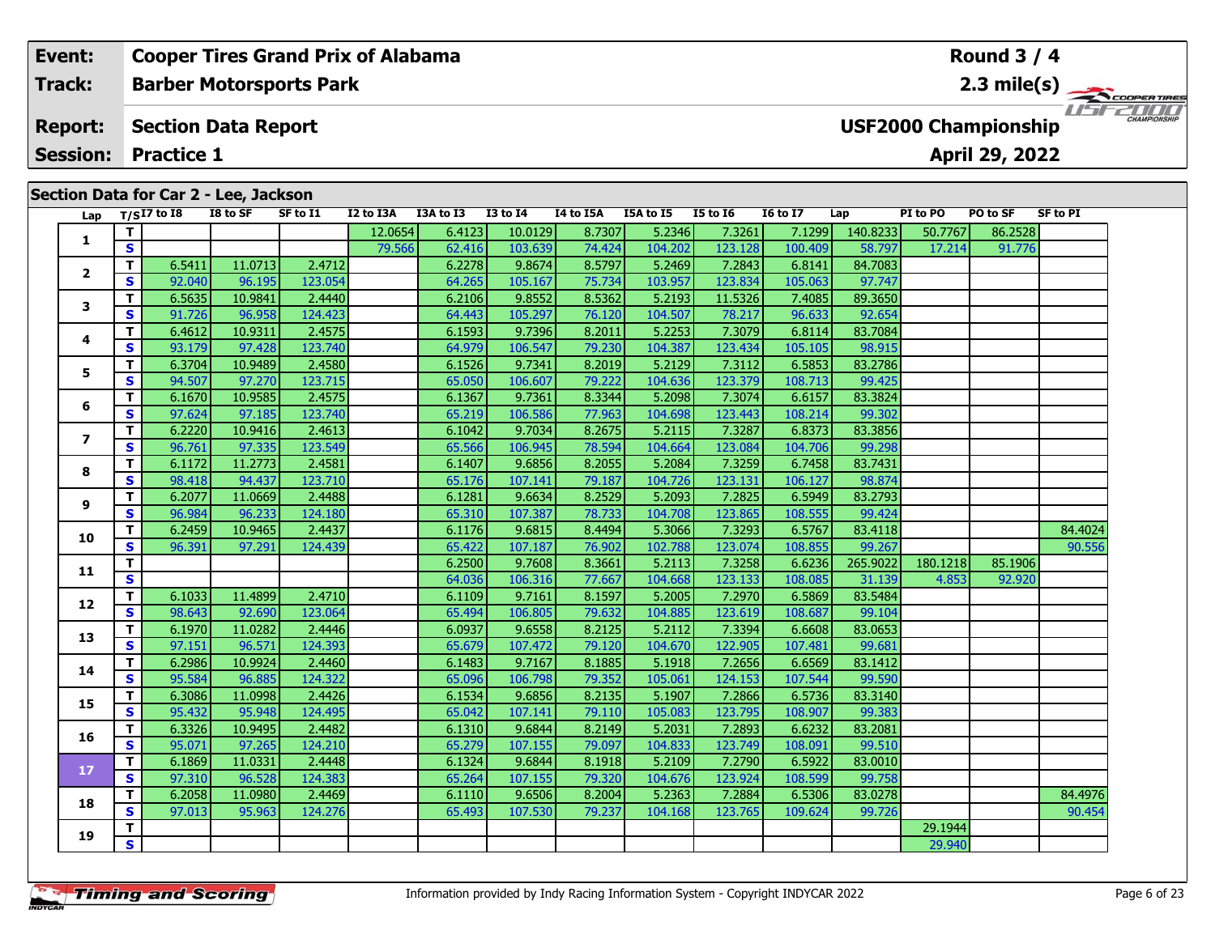| Event: | Cooper Tires Grand Prix of Alabama | Round 3 / 4 |
|---|---|---|
| Track: | Barber Motorsports Park | 2.3 mile(s) |
| Report: | Section Data Report | USF2000 Championship |
| Session: | Practice 1 | April 29, 2022 |

## Section Data for Car 2 - Lee, Jackson

| Lap | T/S | I7 to I8 | I8 to SF | SF to I1 | I2 to I3A | I3A to I3 | I3 to I4 | I4 to I5A | I5A to I5 | I5 to I6 | I6 to I7 | Lap | PI to PO | PO to SF | SF to PI |
|---|---|---|---|---|---|---|---|---|---|---|---|---|---|---|---|
| 1 | T | | | | 12.0654 | 6.4123 | 10.0129 | 8.7307 | 5.2346 | 7.3261 | 7.1299 | 140.8233 | 50.7767 | 86.2528 | |
| | S | | | | 79.566 | 62.416 | 103.639 | 74.424 | 104.202 | 123.128 | 100.409 | 58.797 | 17.214 | 91.776 | |
| 2 | T | 6.5411 | 11.0713 | 2.4712 | | 6.2278 | 9.8674 | 8.5797 | 5.2469 | 7.2843 | 6.8141 | 84.7083 | | | |
| | S | 92.040 | 96.195 | 123.054 | | 64.265 | 105.167 | 75.734 | 103.957 | 123.834 | 105.063 | 97.747 | | | |
| 3 | T | 6.5635 | 10.9841 | 2.4440 | | 6.2106 | 9.8552 | 8.5362 | 5.2193 | 11.5326 | 7.4085 | 89.3650 | | | |
| | S | 91.726 | 96.958 | 124.423 | | 64.443 | 105.297 | 76.120 | 104.507 | 78.217 | 96.633 | 92.654 | | | |
| 4 | T | 6.4612 | 10.9311 | 2.4575 | | 6.1593 | 9.7396 | 8.2011 | 5.2253 | 7.3079 | 6.8114 | 83.7084 | | | |
| | S | 93.179 | 97.428 | 123.740 | | 64.979 | 106.547 | 79.230 | 104.387 | 123.434 | 105.105 | 98.915 | | | |
| 5 | T | 6.3704 | 10.9489 | 2.4580 | | 6.1526 | 9.7341 | 8.2019 | 5.2129 | 7.3112 | 6.5853 | 83.2786 | | | |
| | S | 94.507 | 97.270 | 123.715 | | 65.050 | 106.607 | 79.222 | 104.636 | 123.379 | 108.713 | 99.425 | | | |
| 6 | T | 6.1670 | 10.9585 | 2.4575 | | 6.1367 | 9.7361 | 8.3344 | 5.2098 | 7.3074 | 6.6157 | 83.3824 | | | |
| | S | 97.624 | 97.185 | 123.740 | | 65.219 | 106.586 | 77.963 | 104.698 | 123.443 | 108.214 | 99.302 | | | |
| 7 | T | 6.2220 | 10.9416 | 2.4613 | | 6.1042 | 9.7034 | 8.2675 | 5.2115 | 7.3287 | 6.8373 | 83.3856 | | | |
| | S | 96.761 | 97.335 | 123.549 | | 65.566 | 106.945 | 78.594 | 104.664 | 123.084 | 104.706 | 99.298 | | | |
| 8 | T | 6.1172 | 11.2773 | 2.4581 | | 6.1407 | 9.6856 | 8.2055 | 5.2084 | 7.3259 | 6.7458 | 83.7431 | | | |
| | S | 98.418 | 94.437 | 123.710 | | 65.176 | 107.141 | 79.187 | 104.726 | 123.131 | 106.127 | 98.874 | | | |
| 9 | T | 6.2077 | 11.0669 | 2.4488 | | 6.1281 | 9.6634 | 8.2529 | 5.2093 | 7.2825 | 6.5949 | 83.2793 | | | |
| | S | 96.984 | 96.233 | 124.180 | | 65.310 | 107.387 | 78.733 | 104.708 | 123.865 | 108.555 | 99.424 | | | |
| 10 | T | 6.2459 | 10.9465 | 2.4437 | | 6.1176 | 9.6815 | 8.4494 | 5.3066 | 7.3293 | 6.5767 | 83.4118 | | | 84.4024 |
| | S | 96.391 | 97.291 | 124.439 | | 65.422 | 107.187 | 76.902 | 102.788 | 123.074 | 108.855 | 99.267 | | | 90.556 |
| 11 | T | | | | | 6.2500 | 9.7608 | 8.3661 | 5.2113 | 7.3258 | 6.6236 | 265.9022 | 180.1218 | 85.1906 | |
| | S | | | | | 64.036 | 106.316 | 77.667 | 104.668 | 123.133 | 108.085 | 31.139 | 4.853 | 92.920 | |
| 12 | T | 6.1033 | 11.4899 | 2.4710 | | 6.1109 | 9.7161 | 8.1597 | 5.2005 | 7.2970 | 6.5869 | 83.5484 | | | |
| | S | 98.643 | 92.690 | 123.064 | | 65.494 | 106.805 | 79.632 | 104.885 | 123.619 | 108.687 | 99.104 | | | |
| 13 | T | 6.1970 | 11.0282 | 2.4446 | | 6.0937 | 9.6558 | 8.2125 | 5.2112 | 7.3394 | 6.6608 | 83.0653 | | | |
| | S | 97.151 | 96.571 | 124.393 | | 65.679 | 107.472 | 79.120 | 104.670 | 122.905 | 107.481 | 99.681 | | | |
| 14 | T | 6.2986 | 10.9924 | 2.4460 | | 6.1483 | 9.7167 | 8.1885 | 5.1918 | 7.2656 | 6.6569 | 83.1412 | | | |
| | S | 95.584 | 96.885 | 124.322 | | 65.096 | 106.798 | 79.352 | 105.061 | 124.153 | 107.544 | 99.590 | | | |
| 15 | T | 6.3086 | 11.0998 | 2.4426 | | 6.1534 | 9.6856 | 8.2135 | 5.1907 | 7.2866 | 6.5736 | 83.3140 | | | |
| | S | 95.432 | 95.948 | 124.495 | | 65.042 | 107.141 | 79.110 | 105.083 | 123.795 | 108.907 | 99.383 | | | |
| 16 | T | 6.3326 | 10.9495 | 2.4482 | | 6.1310 | 9.6844 | 8.2149 | 5.2031 | 7.2893 | 6.6232 | 83.2081 | | | |
| | S | 95.071 | 97.265 | 124.210 | | 65.279 | 107.155 | 79.097 | 104.833 | 123.749 | 108.091 | 99.510 | | | |
| 17 | T | 6.1869 | 11.0331 | 2.4448 | | 6.1324 | 9.6844 | 8.1918 | 5.2109 | 7.2790 | 6.5922 | 83.0010 | | | |
| | S | 97.310 | 96.528 | 124.383 | | 65.264 | 107.155 | 79.320 | 104.676 | 123.924 | 108.599 | 99.758 | | | |
| 18 | T | 6.2058 | 11.0980 | 2.4469 | | 6.1110 | 9.6506 | 8.2004 | 5.2363 | 7.2884 | 6.5306 | 83.0278 | | | 84.4976 |
| | S | 97.013 | 95.963 | 124.276 | | 65.493 | 107.530 | 79.237 | 104.168 | 123.765 | 109.624 | 99.726 | | | 90.454 |
| 19 | T | | | | | | | | | | | | 29.1944 | | |
| | S | | | | | | | | | | | | 29.940 | | |

Information provided by Indy Racing Information System - Copyright INDYCAR 2022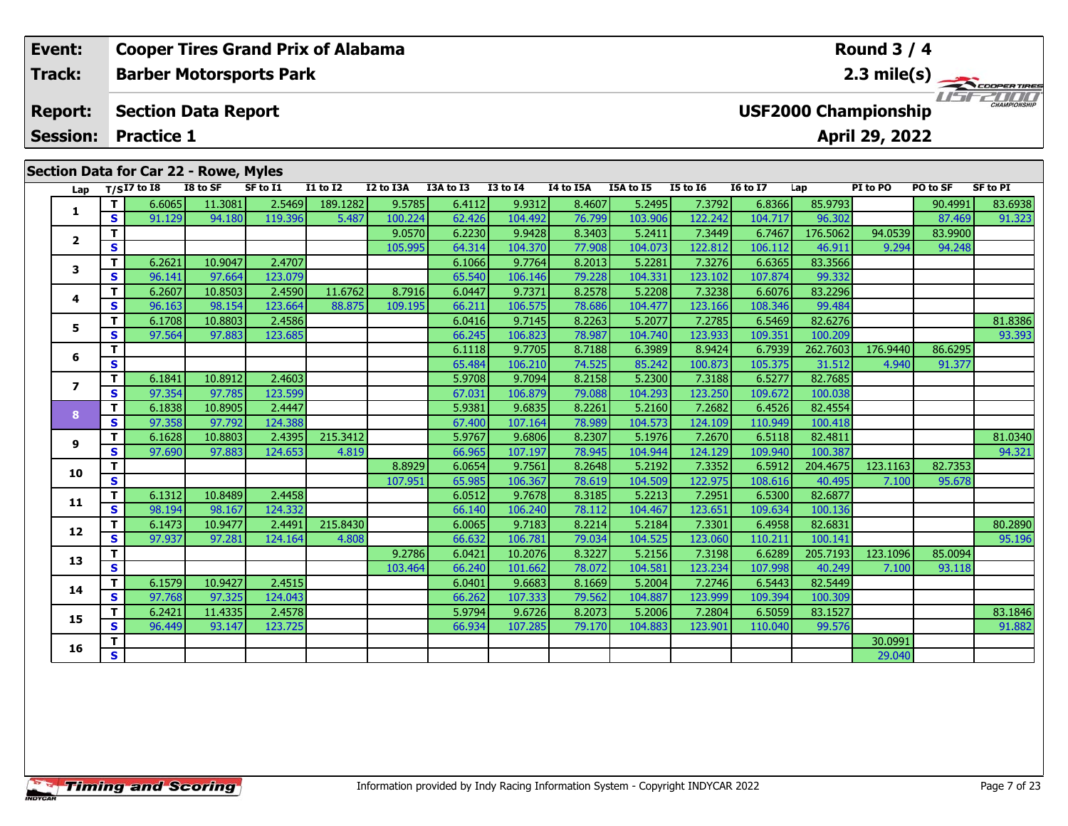| Event: | Cooper Tires Grand Prix of Alabama | Round 3 / 4 |
|---|---|---|
| Track: | Barber Motorsports Park | 2.3 mile(s) |
| Report: | Section Data Report | USF2000 Championship |
| Session: | Practice 1 | April 29, 2022 |

## Section Data for Car 22 - Rowe, Myles

| Lap | T/S | I7 to I8 | I8 to SF | SF to I1 | I1 to I2 | I2 to I3A | I3A to I3 | I3 to I4 | I4 to I5A | I5A to I5 | I5 to I6 | I6 to I7 | Lap | PI to PO | PO to SF | SF to PI |
|---|---|---|---|---|---|---|---|---|---|---|---|---|---|---|---|---|
| 1 | T | 6.6065 | 11.3081 | 2.5469 | 189.1282 | 9.5785 | 6.4112 | 9.9312 | 8.4607 | 5.2495 | 7.3792 | 6.8366 | 85.9793 | | 90.4991 | 83.6938 |
| | S | 91.129 | 94.180 | 119.396 | 5.487 | 100.224 | 62.426 | 104.492 | 76.799 | 103.906 | 122.242 | 104.717 | 96.302 | | 87.469 | 91.323 |
| 2 | T | | | | | 9.0570 | 6.2230 | 9.9428 | 8.3403 | 5.2411 | 7.3449 | 6.7467 | 176.5062 | 94.0539 | 83.9900 | |
| | S | | | | | 105.995 | 64.314 | 104.370 | 77.908 | 104.073 | 122.812 | 106.112 | 46.911 | 9.294 | 94.248 | |
| 3 | T | 6.2621 | 10.9047 | 2.4707 | | | 6.1066 | 9.7764 | 8.2013 | 5.2281 | 7.3276 | 6.6365 | 83.3566 | | | |
| | S | 96.141 | 97.664 | 123.079 | | | 65.540 | 106.146 | 79.228 | 104.331 | 123.102 | 107.874 | 99.332 | | | |
| 4 | T | 6.2607 | 10.8503 | 2.4590 | 11.6762 | 8.7916 | 6.0447 | 9.7371 | 8.2578 | 5.2208 | 7.3238 | 6.6076 | 83.2296 | | | |
| | S | 96.163 | 98.154 | 123.664 | 88.875 | 109.195 | 66.211 | 106.575 | 78.686 | 104.477 | 123.166 | 108.346 | 99.484 | | | |
| 5 | T | 6.1708 | 10.8803 | 2.4586 | | | 6.0416 | 9.7145 | 8.2263 | 5.2077 | 7.2785 | 6.5469 | 82.6276 | | | 81.8386 |
| | S | 97.564 | 97.883 | 123.685 | | | 66.245 | 106.823 | 78.987 | 104.740 | 123.933 | 109.351 | 100.209 | | | 93.393 |
| 6 | T | | | | | | 6.1118 | 9.7705 | 8.7188 | 6.3989 | 8.9424 | 6.7939 | 262.7603 | 176.9440 | 86.6295 | |
| | S | | | | | | 65.484 | 106.210 | 74.525 | 85.242 | 100.873 | 105.375 | 31.512 | 4.940 | 91.377 | |
| 7 | T | 6.1841 | 10.8912 | 2.4603 | | | 5.9708 | 9.7094 | 8.2158 | 5.2300 | 7.3188 | 6.5277 | 82.7685 | | | |
| | S | 97.354 | 97.785 | 123.599 | | | 67.031 | 106.879 | 79.088 | 104.293 | 123.250 | 109.672 | 100.038 | | | |
| 8 | T | 6.1838 | 10.8905 | 2.4447 | | | 5.9381 | 9.6835 | 8.2261 | 5.2160 | 7.2682 | 6.4526 | 82.4554 | | | |
| | S | 97.358 | 97.792 | 124.388 | | | 67.400 | 107.164 | 78.989 | 104.573 | 124.109 | 110.949 | 100.418 | | | |
| 9 | T | 6.1628 | 10.8803 | 2.4395 | 215.3412 | | 5.9767 | 9.6806 | 8.2307 | 5.1976 | 7.2670 | 6.5118 | 82.4811 | | | 81.0340 |
| | S | 97.690 | 97.883 | 124.653 | 4.819 | | 66.965 | 107.197 | 78.945 | 104.944 | 124.129 | 109.940 | 100.387 | | | 94.321 |
| 10 | T | | | | | 8.8929 | 6.0654 | 9.7561 | 8.2648 | 5.2192 | 7.3352 | 6.5912 | 204.4675 | 123.1163 | 82.7353 | |
| | S | | | | | 107.951 | 65.985 | 106.367 | 78.619 | 104.509 | 122.975 | 108.616 | 40.495 | 7.100 | 95.678 | |
| 11 | T | 6.1312 | 10.8489 | 2.4458 | | | 6.0512 | 9.7678 | 8.3185 | 5.2213 | 7.2951 | 6.5300 | 82.6877 | | | |
| | S | 98.194 | 98.167 | 124.332 | | | 66.140 | 106.240 | 78.112 | 104.467 | 123.651 | 109.634 | 100.136 | | | |
| 12 | T | 6.1473 | 10.9477 | 2.4491 | 215.8430 | | 6.0065 | 9.7183 | 8.2214 | 5.2184 | 7.3301 | 6.4958 | 82.6831 | | | 80.2890 |
| | S | 97.937 | 97.281 | 124.164 | 4.808 | | 66.632 | 106.781 | 79.034 | 104.525 | 123.060 | 110.211 | 100.141 | | | 95.196 |
| 13 | T | | | | | 9.2786 | 6.0421 | 10.2076 | 8.3227 | 5.2156 | 7.3198 | 6.6289 | 205.7193 | 123.1096 | 85.0094 | |
| | S | | | | | 103.464 | 66.240 | 101.662 | 78.072 | 104.581 | 123.234 | 107.998 | 40.249 | 7.100 | 93.118 | |
| 14 | T | 6.1579 | 10.9427 | 2.4515 | | | 6.0401 | 9.6683 | 8.1669 | 5.2004 | 7.2746 | 6.5443 | 82.5449 | | | |
| | S | 97.768 | 97.325 | 124.043 | | | 66.262 | 107.333 | 79.562 | 104.887 | 123.999 | 109.394 | 100.309 | | | |
| 15 | T | 6.2421 | 11.4335 | 2.4578 | | | 5.9794 | 9.6726 | 8.2073 | 5.2006 | 7.2804 | 6.5059 | 83.1527 | | | 83.1846 |
| | S | 96.449 | 93.147 | 123.725 | | | 66.934 | 107.285 | 79.170 | 104.883 | 123.901 | 110.040 | 99.576 | | | 91.882 |
| 16 | T | | | | | | | | | | | | | 30.0991 | | |
| | S | | | | | | | | | | | | | 29.040 | | |

Information provided by Indy Racing Information System - Copyright INDYCAR 2022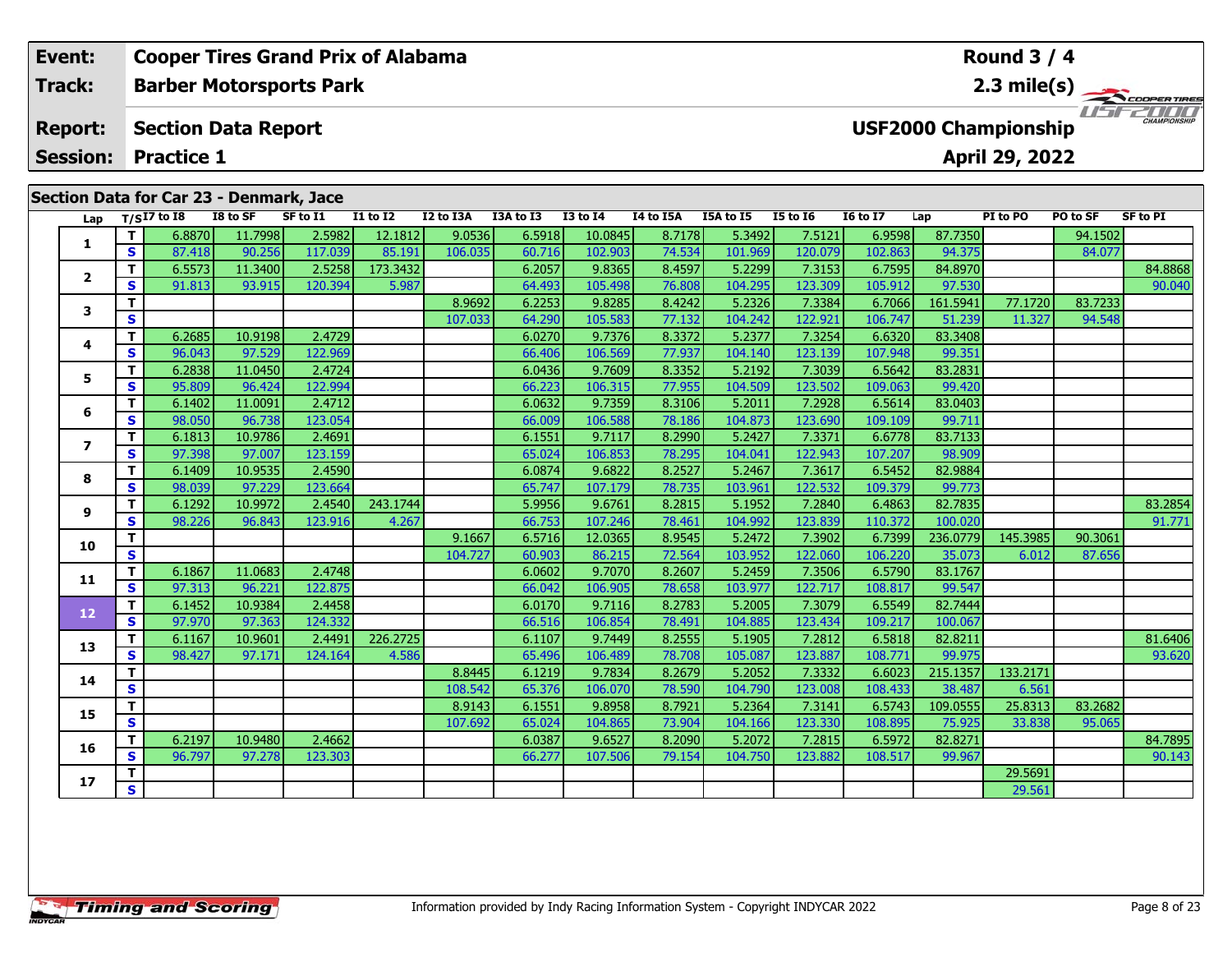| Event: | Cooper Tires Grand Prix of Alabama | Round 3 / 4 |
|---|---|---|
| Track: | Barber Motorsports Park | 2.3 mile(s) |
| Report: | Section Data Report | USF2000 Championship |
| Session: | Practice 1 | April 29, 2022 |

## Section Data for Car 23 - Denmark, Jace

| Lap | T/S | I7 to I8 | I8 to SF | SF to I1 | I1 to I2 | I2 to I3A | I3A to I3 | I3 to I4 | I4 to I5A | I5A to I5 | I5 to I6 | I6 to I7 | Lap | PI to PO | PO to SF | SF to PI |
|---|---|---|---|---|---|---|---|---|---|---|---|---|---|---|---|---|
| 1 | T | 6.8870 | 11.7998 | 2.5982 | 12.1812 | 9.0536 | 6.5918 | 10.0845 | 8.7178 | 5.3492 | 7.5121 | 6.9598 | 87.7350 | | 94.1502 | |
| | S | 87.418 | 90.256 | 117.039 | 85.191 | 106.035 | 60.716 | 102.903 | 74.534 | 101.969 | 120.079 | 102.863 | 94.375 | | 84.077 | |
| 2 | T | 6.5573 | 11.3400 | 2.5258 | 173.3432 | | 6.2057 | 9.8365 | 8.4597 | 5.2299 | 7.3153 | 6.7595 | 84.8970 | | | 84.8868 |
| | S | 91.813 | 93.915 | 120.394 | 5.987 | | 64.493 | 105.498 | 76.808 | 104.295 | 123.309 | 105.912 | 97.530 | | | 90.040 |
| 3 | T | | | | | 8.9692 | 6.2253 | 9.8285 | 8.4242 | 5.2326 | 7.3384 | 6.7066 | 161.5941 | 77.1720 | 83.7233 | |
| | S | | | | | 107.033 | 64.290 | 105.583 | 77.132 | 104.242 | 122.921 | 106.747 | 51.239 | 11.327 | 94.548 | |
| 4 | T | 6.2685 | 10.9198 | 2.4729 | | | 6.0270 | 9.7376 | 8.3372 | 5.2377 | 7.3254 | 6.6320 | 83.3408 | | | |
| | S | 96.043 | 97.529 | 122.969 | | | 66.406 | 106.569 | 77.937 | 104.140 | 123.139 | 107.948 | 99.351 | | | |
| 5 | T | 6.2838 | 11.0450 | 2.4724 | | | 6.0436 | 9.7609 | 8.3352 | 5.2192 | 7.3039 | 6.5642 | 83.2831 | | | |
| | S | 95.809 | 96.424 | 122.994 | | | 66.223 | 106.315 | 77.955 | 104.509 | 123.502 | 109.063 | 99.420 | | | |
| 6 | T | 6.1402 | 11.0091 | 2.4712 | | | 6.0632 | 9.7359 | 8.3106 | 5.2011 | 7.2928 | 6.5614 | 83.0403 | | | |
| | S | 98.050 | 96.738 | 123.054 | | | 66.009 | 106.588 | 78.186 | 104.873 | 123.690 | 109.109 | 99.711 | | | |
| 7 | T | 6.1813 | 10.9786 | 2.4691 | | | 6.1551 | 9.7117 | 8.2990 | 5.2427 | 7.3371 | 6.6778 | 83.7133 | | | |
| | S | 97.398 | 97.007 | 123.159 | | | 65.024 | 106.853 | 78.295 | 104.041 | 122.943 | 107.207 | 98.909 | | | |
| 8 | T | 6.1409 | 10.9535 | 2.4590 | | | 6.0874 | 9.6822 | 8.2527 | 5.2467 | 7.3617 | 6.5452 | 82.9884 | | | |
| | S | 98.039 | 97.229 | 123.664 | | | 65.747 | 107.179 | 78.735 | 103.961 | 122.532 | 109.379 | 99.773 | | | |
| 9 | T | 6.1292 | 10.9972 | 2.4540 | 243.1744 | | 5.9956 | 9.6761 | 8.2815 | 5.1952 | 7.2840 | 6.4863 | 82.7835 | | | 83.2854 |
| | S | 98.226 | 96.843 | 123.916 | 4.267 | | 66.753 | 107.246 | 78.461 | 104.992 | 123.839 | 110.372 | 100.020 | | | 91.771 |
| 10 | T | | | | | 9.1667 | 6.5716 | 12.0365 | 8.9545 | 5.2472 | 7.3902 | 6.7399 | 236.0779 | 145.3985 | 90.3061 | |
| | S | | | | | 104.727 | 60.903 | 86.215 | 72.564 | 103.952 | 122.060 | 106.220 | 35.073 | 6.012 | 87.656 | |
| 11 | T | 6.1867 | 11.0683 | 2.4748 | | | 6.0602 | 9.7070 | 8.2607 | 5.2459 | 7.3506 | 6.5790 | 83.1767 | | | |
| | S | 97.313 | 96.221 | 122.875 | | | 66.042 | 106.905 | 78.658 | 103.977 | 122.717 | 108.817 | 99.547 | | | |
| 12 | T | 6.1452 | 10.9384 | 2.4458 | | | 6.0170 | 9.7116 | 8.2783 | 5.2005 | 7.3079 | 6.5549 | 82.7444 | | | |
| | S | 97.970 | 97.363 | 124.332 | | | 66.516 | 106.854 | 78.491 | 104.885 | 123.434 | 109.217 | 100.067 | | | |
| 13 | T | 6.1167 | 10.9601 | 2.4491 | 226.2725 | | 6.1107 | 9.7449 | 8.2555 | 5.1905 | 7.2812 | 6.5818 | 82.8211 | | | 81.6406 |
| | S | 98.427 | 97.171 | 124.164 | 4.586 | | 65.496 | 106.489 | 78.708 | 105.087 | 123.887 | 108.771 | 99.975 | | | 93.620 |
| 14 | T | | | | | 8.8445 | 6.1219 | 9.7834 | 8.2679 | 5.2052 | 7.3332 | 6.6023 | 215.1357 | 133.2171 | | |
| | S | | | | | 108.542 | 65.376 | 106.070 | 78.590 | 104.790 | 123.008 | 108.433 | 38.487 | 6.561 | | |
| 15 | T | | | | | 8.9143 | 6.1551 | 9.8958 | 8.7921 | 5.2364 | 7.3141 | 6.5743 | 109.0555 | 25.8313 | 83.2682 | |
| | S | | | | | 107.692 | 65.024 | 104.865 | 73.904 | 104.166 | 123.330 | 108.895 | 75.925 | 33.838 | 95.065 | |
| 16 | T | 6.2197 | 10.9480 | 2.4662 | | | 6.0387 | 9.6527 | 8.2090 | 5.2072 | 7.2815 | 6.5972 | 82.8271 | | | 84.7895 |
| | S | 96.797 | 97.278 | 123.303 | | | 66.277 | 107.506 | 79.154 | 104.750 | 123.882 | 108.517 | 99.967 | | | 90.143 |
| 17 | T | | | | | | | | | | | | | 29.5691 | | |
| | S | | | | | | | | | | | | | 29.561 | | |

Information provided by Indy Racing Information System - Copyright INDYCAR 2022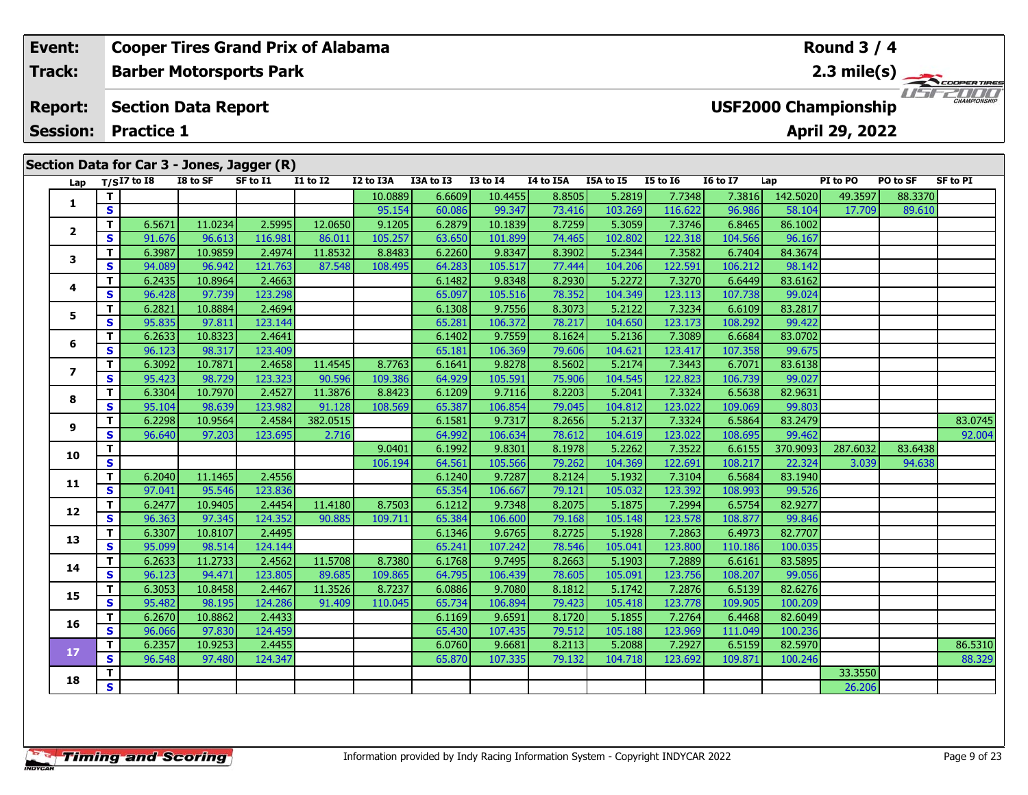| Event: | Cooper Tires Grand Prix of Alabama | Round 3 / 4 |
|---|---|---|
| Track: | Barber Motorsports Park | 2.3 mile(s) |
| Report: | Section Data Report | USF2000 Championship |
| Session: | Practice 1 | April 29, 2022 |

## Section Data for Car 3 - Jones, Jagger (R)

| Lap | T/S | I7 to I8 | I8 to SF | SF to I1 | I1 to I2 | I2 to I3A | I3A to I3 | I3 to I4 | I4 to I5A | I5A to I5 | I5 to I6 | I6 to I7 | Lap | PI to PO | PO to SF | SF to PI |
|---|---|---|---|---|---|---|---|---|---|---|---|---|---|---|---|---|
| 1 | T | | | | | 10.0889 | 6.6609 | 10.4455 | 8.8505 | 5.2819 | 7.7348 | 7.3816 | 142.5020 | 49.3597 | 88.3370 | |
| | S | | | | | 95.154 | 60.086 | 99.347 | 73.416 | 103.269 | 116.622 | 96.986 | 58.104 | 17.709 | 89.610 | |
| 2 | T | 6.5671 | 11.0234 | 2.5995 | 12.0650 | 9.1205 | 6.2879 | 10.1839 | 8.7259 | 5.3059 | 7.3746 | 6.8465 | 86.1002 | | | |
| | S | 91.676 | 96.613 | 116.981 | 86.011 | 105.257 | 63.650 | 101.899 | 74.465 | 102.802 | 122.318 | 104.566 | 96.167 | | | |
| 3 | T | 6.3987 | 10.9859 | 2.4974 | 11.8532 | 8.8483 | 6.2260 | 9.8347 | 8.3902 | 5.2344 | 7.3582 | 6.7404 | 84.3674 | | | |
| | S | 94.089 | 96.942 | 121.763 | 87.548 | 108.495 | 64.283 | 105.517 | 77.444 | 104.206 | 122.591 | 106.212 | 98.142 | | | |
| 4 | T | 6.2435 | 10.8964 | 2.4663 | | | 6.1482 | 9.8348 | 8.2930 | 5.2272 | 7.3270 | 6.6449 | 83.6162 | | | |
| | S | 96.428 | 97.739 | 123.298 | | | 65.097 | 105.516 | 78.352 | 104.349 | 123.113 | 107.738 | 99.024 | | | |
| 5 | T | 6.2821 | 10.8884 | 2.4694 | | | 6.1308 | 9.7556 | 8.3073 | 5.2122 | 7.3234 | 6.6109 | 83.2817 | | | |
| | S | 95.835 | 97.811 | 123.144 | | | 65.281 | 106.372 | 78.217 | 104.650 | 123.173 | 108.292 | 99.422 | | | |
| 6 | T | 6.2633 | 10.8323 | 2.4641 | | | 6.1402 | 9.7559 | 8.1624 | 5.2136 | 7.3089 | 6.6684 | 83.0702 | | | |
| | S | 96.123 | 98.317 | 123.409 | | | 65.181 | 106.369 | 79.606 | 104.621 | 123.417 | 107.358 | 99.675 | | | |
| 7 | T | 6.3092 | 10.7871 | 2.4658 | 11.4545 | 8.7763 | 6.1641 | 9.8278 | 8.5602 | 5.2174 | 7.3443 | 6.7071 | 83.6138 | | | |
| | S | 95.423 | 98.729 | 123.323 | 90.596 | 109.386 | 64.929 | 105.591 | 75.906 | 104.545 | 122.823 | 106.739 | 99.027 | | | |
| 8 | T | 6.3304 | 10.7970 | 2.4527 | 11.3876 | 8.8423 | 6.1209 | 9.7116 | 8.2203 | 5.2041 | 7.3324 | 6.5638 | 82.9631 | | | |
| | S | 95.104 | 98.639 | 123.982 | 91.128 | 108.569 | 65.387 | 106.854 | 79.045 | 104.812 | 123.022 | 109.069 | 99.803 | | | |
| 9 | T | 6.2298 | 10.9564 | 2.4584 | 382.0515 | | 6.1581 | 9.7317 | 8.2656 | 5.2137 | 7.3324 | 6.5864 | 83.2479 | | | 83.0745 |
| | S | 96.640 | 97.203 | 123.695 | 2.716 | | 64.992 | 106.634 | 78.612 | 104.619 | 123.022 | 108.695 | 99.462 | | | 92.004 |
| 10 | T | | | | | 9.0401 | 6.1992 | 9.8301 | 8.1978 | 5.2262 | 7.3522 | 6.6155 | 370.9093 | 287.6032 | 83.6438 | |
| | S | | | | | 106.194 | 64.561 | 105.566 | 79.262 | 104.369 | 122.691 | 108.217 | 22.324 | 3.039 | 94.638 | |
| 11 | T | 6.2040 | 11.1465 | 2.4556 | | | 6.1240 | 9.7287 | 8.2124 | 5.1932 | 7.3104 | 6.5684 | 83.1940 | | | |
| | S | 97.041 | 95.546 | 123.836 | | | 65.354 | 106.667 | 79.121 | 105.032 | 123.392 | 108.993 | 99.526 | | | |
| 12 | T | 6.2477 | 10.9405 | 2.4454 | 11.4180 | 8.7503 | 6.1212 | 9.7348 | 8.2075 | 5.1875 | 7.2994 | 6.5754 | 82.9277 | | | |
| | S | 96.363 | 97.345 | 124.352 | 90.885 | 109.711 | 65.384 | 106.600 | 79.168 | 105.148 | 123.578 | 108.877 | 99.846 | | | |
| 13 | T | 6.3307 | 10.8107 | 2.4495 | | | 6.1346 | 9.6765 | 8.2725 | 5.1928 | 7.2863 | 6.4973 | 82.7707 | | | |
| | S | 95.099 | 98.514 | 124.144 | | | 65.241 | 107.242 | 78.546 | 105.041 | 123.800 | 110.186 | 100.035 | | | |
| 14 | T | 6.2633 | 11.2733 | 2.4562 | 11.5708 | 8.7380 | 6.1768 | 9.7495 | 8.2663 | 5.1903 | 7.2889 | 6.6161 | 83.5895 | | | |
| | S | 96.123 | 94.471 | 123.805 | 89.685 | 109.865 | 64.795 | 106.439 | 78.605 | 105.091 | 123.756 | 108.207 | 99.056 | | | |
| 15 | T | 6.3053 | 10.8458 | 2.4467 | 11.3526 | 8.7237 | 6.0886 | 9.7080 | 8.1812 | 5.1742 | 7.2876 | 6.5139 | 82.6276 | | | |
| | S | 95.482 | 98.195 | 124.286 | 91.409 | 110.045 | 65.734 | 106.894 | 79.423 | 105.418 | 123.778 | 109.905 | 100.209 | | | |
| 16 | T | 6.2670 | 10.8862 | 2.4433 | | | 6.1169 | 9.6591 | 8.1720 | 5.1855 | 7.2764 | 6.4468 | 82.6049 | | | |
| | S | 96.066 | 97.830 | 124.459 | | | 65.430 | 107.435 | 79.512 | 105.188 | 123.969 | 111.049 | 100.236 | | | |
| 17 | T | 6.2357 | 10.9253 | 2.4455 | | | 6.0760 | 9.6681 | 8.2113 | 5.2088 | 7.2927 | 6.5159 | 82.5970 | | | 86.5310 |
| | S | 96.548 | 97.480 | 124.347 | | | 65.870 | 107.335 | 79.132 | 104.718 | 123.692 | 109.871 | 100.246 | | | 88.329 |
| 18 | T | | | | | | | | | | | | | 33.3550 | | |
| | S | | | | | | | | | | | | | 26.206 | | |

Information provided by Indy Racing Information System - Copyright INDYCAR 2022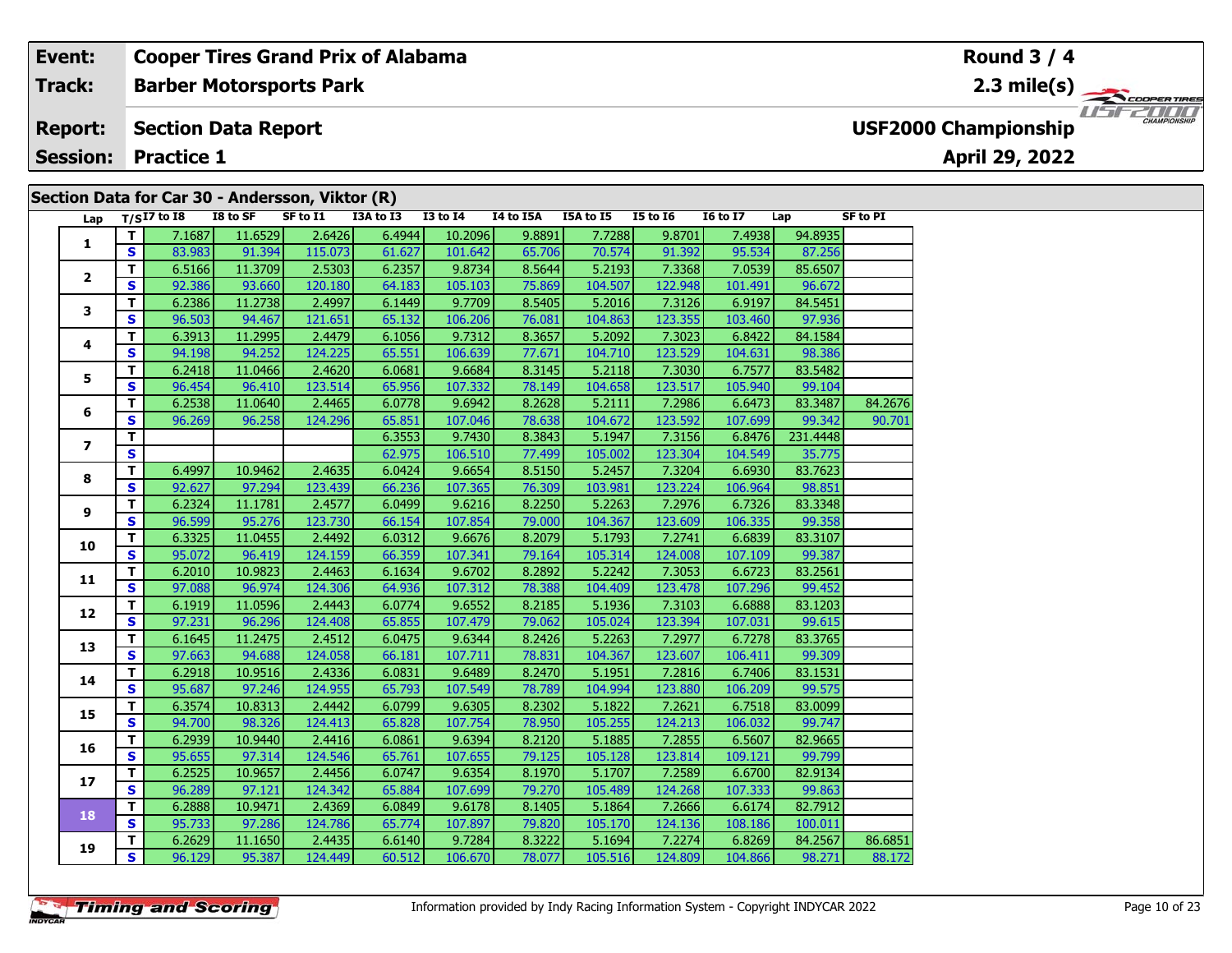| Event: | Cooper Tires Grand Prix of Alabama | Round 3 / 4 |
|---|---|---|
| Track: | Barber Motorsports Park | 2.3 mile(s) |
| Report: | Section Data Report | USF2000 Championship |
| Session: | Practice 1 | April 29, 2022 |

## Section Data for Car 30 - Andersson, Viktor (R)

| Lap | T/S | I7 to I8 | I8 to SF | SF to I1 | I3A to I3 | I3 to I4 | I4 to I5A | I5A to I5 | I5 to I6 | I6 to I7 | Lap | SF to PI |
|---|---|---|---|---|---|---|---|---|---|---|---|---|
| 1 | T | 7.1687 | 11.6529 | 2.6426 | 6.4944 | 10.2096 | 9.8891 | 7.7288 | 9.8701 | 7.4938 | 94.8935 | |
| | S | 83.983 | 91.394 | 115.073 | 61.627 | 101.642 | 65.706 | 70.574 | 91.392 | 95.534 | 87.256 | |
| 2 | T | 6.5166 | 11.3709 | 2.5303 | 6.2357 | 9.8734 | 8.5644 | 5.2193 | 7.3368 | 7.0539 | 85.6507 | |
| | S | 92.386 | 93.660 | 120.180 | 64.183 | 105.103 | 75.869 | 104.507 | 122.948 | 101.491 | 96.672 | |
| 3 | T | 6.2386 | 11.2738 | 2.4997 | 6.1449 | 9.7709 | 8.5405 | 5.2016 | 7.3126 | 6.9197 | 84.5451 | |
| | S | 96.503 | 94.467 | 121.651 | 65.132 | 106.206 | 76.081 | 104.863 | 123.355 | 103.460 | 97.936 | |
| 4 | T | 6.3913 | 11.2995 | 2.4479 | 6.1056 | 9.7312 | 8.3657 | 5.2092 | 7.3023 | 6.8422 | 84.1584 | |
| | S | 94.198 | 94.252 | 124.225 | 65.551 | 106.639 | 77.671 | 104.710 | 123.529 | 104.631 | 98.386 | |
| 5 | T | 6.2418 | 11.0466 | 2.4620 | 6.0681 | 9.6684 | 8.3145 | 5.2118 | 7.3030 | 6.7577 | 83.5482 | |
| | S | 96.454 | 96.410 | 123.514 | 65.956 | 107.332 | 78.149 | 104.658 | 123.517 | 105.940 | 99.104 | |
| 6 | T | 6.2538 | 11.0640 | 2.4465 | 6.0778 | 9.6942 | 8.2628 | 5.2111 | 7.2986 | 6.6473 | 83.3487 | 84.2676 |
| | S | 96.269 | 96.258 | 124.296 | 65.851 | 107.046 | 78.638 | 104.672 | 123.592 | 107.699 | 99.342 | 90.701 |
| 7 | T | | | | 6.3553 | 9.7430 | 8.3843 | 5.1947 | 7.3156 | 6.8476 | 231.4448 | |
| | S | | | | 62.975 | 106.510 | 77.499 | 105.002 | 123.304 | 104.549 | 35.775 | |
| 8 | T | 6.4997 | 10.9462 | 2.4635 | 6.0424 | 9.6654 | 8.5150 | 5.2457 | 7.3204 | 6.6930 | 83.7623 | |
| | S | 92.627 | 97.294 | 123.439 | 66.236 | 107.365 | 76.309 | 103.981 | 123.224 | 106.964 | 98.851 | |
| 9 | T | 6.2324 | 11.1781 | 2.4577 | 6.0499 | 9.6216 | 8.2250 | 5.2263 | 7.2976 | 6.7326 | 83.3348 | |
| | S | 96.599 | 95.276 | 123.730 | 66.154 | 107.854 | 79.000 | 104.367 | 123.609 | 106.335 | 99.358 | |
| 10 | T | 6.3325 | 11.0455 | 2.4492 | 6.0312 | 9.6676 | 8.2079 | 5.1793 | 7.2741 | 6.6839 | 83.3107 | |
| | S | 95.072 | 96.419 | 124.159 | 66.359 | 107.341 | 79.164 | 105.314 | 124.008 | 107.109 | 99.387 | |
| 11 | T | 6.2010 | 10.9823 | 2.4463 | 6.1634 | 9.6702 | 8.2892 | 5.2242 | 7.3053 | 6.6723 | 83.2561 | |
| | S | 97.088 | 96.974 | 124.306 | 64.936 | 107.312 | 78.388 | 104.409 | 123.478 | 107.296 | 99.452 | |
| 12 | T | 6.1919 | 11.0596 | 2.4443 | 6.0774 | 9.6552 | 8.2185 | 5.1936 | 7.3103 | 6.6888 | 83.1203 | |
| | S | 97.231 | 96.296 | 124.408 | 65.855 | 107.479 | 79.062 | 105.024 | 123.394 | 107.031 | 99.615 | |
| 13 | T | 6.1645 | 11.2475 | 2.4512 | 6.0475 | 9.6344 | 8.2426 | 5.2263 | 7.2977 | 6.7278 | 83.3765 | |
| | S | 97.663 | 94.688 | 124.058 | 66.181 | 107.711 | 78.831 | 104.367 | 123.607 | 106.411 | 99.309 | |
| 14 | T | 6.2918 | 10.9516 | 2.4336 | 6.0831 | 9.6489 | 8.2470 | 5.1951 | 7.2816 | 6.7406 | 83.1531 | |
| | S | 95.687 | 97.246 | 124.955 | 65.793 | 107.549 | 78.789 | 104.994 | 123.880 | 106.209 | 99.575 | |
| 15 | T | 6.3574 | 10.8313 | 2.4442 | 6.0799 | 9.6305 | 8.2302 | 5.1822 | 7.2621 | 6.7518 | 83.0099 | |
| | S | 94.700 | 98.326 | 124.413 | 65.828 | 107.754 | 78.950 | 105.255 | 124.213 | 106.032 | 99.747 | |
| 16 | T | 6.2939 | 10.9440 | 2.4416 | 6.0861 | 9.6394 | 8.2120 | 5.1885 | 7.2855 | 6.5607 | 82.9665 | |
| | S | 95.655 | 97.314 | 124.546 | 65.761 | 107.655 | 79.125 | 105.128 | 123.814 | 109.121 | 99.799 | |
| 17 | T | 6.2525 | 10.9657 | 2.4456 | 6.0747 | 9.6354 | 8.1970 | 5.1707 | 7.2589 | 6.6700 | 82.9134 | |
| | S | 96.289 | 97.121 | 124.342 | 65.884 | 107.699 | 79.270 | 105.489 | 124.268 | 107.333 | 99.863 | |
| 18 | T | 6.2888 | 10.9471 | 2.4369 | 6.0849 | 9.6178 | 8.1405 | 5.1864 | 7.2666 | 6.6174 | 82.7912 | |
| | S | 95.733 | 97.286 | 124.786 | 65.774 | 107.897 | 79.820 | 105.170 | 124.136 | 108.186 | 100.011 | |
| 19 | T | 6.2629 | 11.1650 | 2.4435 | 6.6140 | 9.7284 | 8.3222 | 5.1694 | 7.2274 | 6.8269 | 84.2567 | 86.6851 |
| | S | 96.129 | 95.387 | 124.449 | 60.512 | 106.670 | 78.077 | 105.516 | 124.809 | 104.866 | 98.271 | 88.172 |

Information provided by Indy Racing Information System - Copyright INDYCAR 2022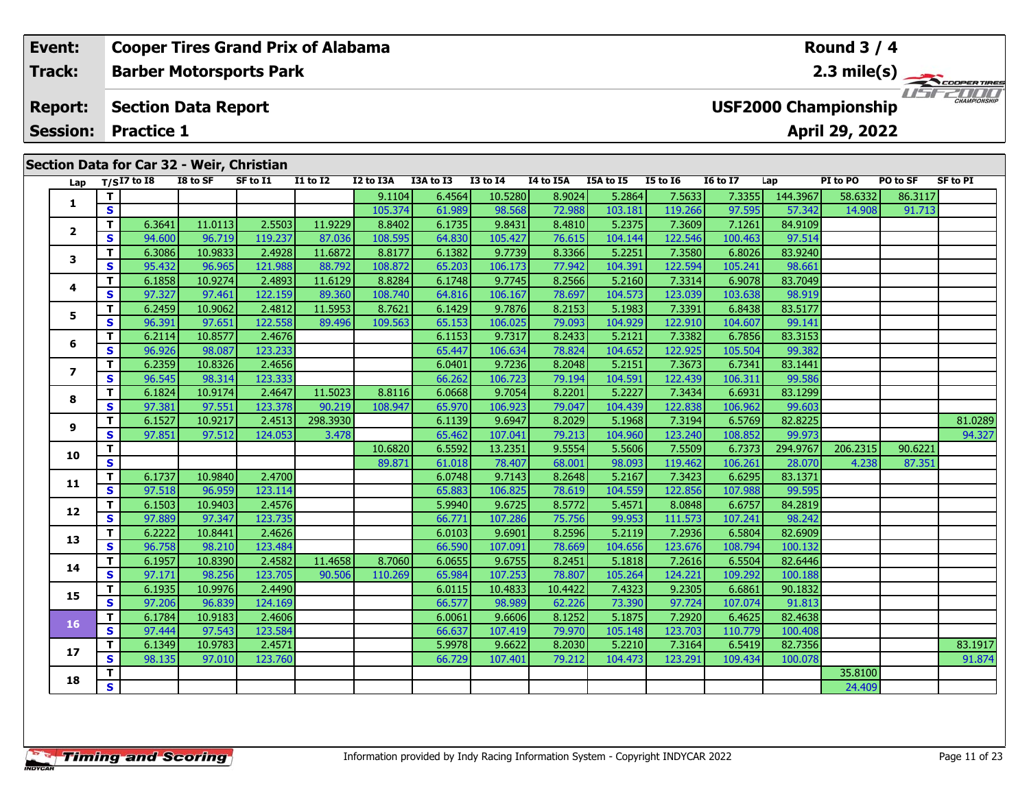| Event: | Cooper Tires Grand Prix of Alabama | Round 3 / 4 |
|---|---|---|
| Track: | Barber Motorsports Park | 2.3 mile(s) |
| Report: | Section Data Report | USF2000 Championship |
| Session: | Practice 1 | April 29, 2022 |

## Section Data for Car 32 - Weir, Christian

| Lap | T/S | I7 to I8 | I8 to SF | SF to I1 | I1 to I2 | I2 to I3A | I3A to I3 | I3 to I4 | I4 to I5A | I5A to I5 | I5 to I6 | I6 to I7 | Lap | PI to PO | PO to SF | SF to PI |
|---|---|---|---|---|---|---|---|---|---|---|---|---|---|---|---|---|
| 1 | T | | | | | 9.1104 | 6.4564 | 10.5280 | 8.9024 | 5.2864 | 7.5633 | 7.3355 | 144.3967 | 58.6332 | 86.3117 | |
| | S | | | | | 105.374 | 61.989 | 98.568 | 72.988 | 103.181 | 119.266 | 97.595 | 57.342 | 14.908 | 91.713 | |
| 2 | T | 6.3641 | 11.0113 | 2.5503 | 11.9229 | 8.8402 | 6.1735 | 9.8431 | 8.4810 | 5.2375 | 7.3609 | 7.1261 | 84.9109 | | | |
| | S | 94.600 | 96.719 | 119.237 | 87.036 | 108.595 | 64.830 | 105.427 | 76.615 | 104.144 | 122.546 | 100.463 | 97.514 | | | |
| 3 | T | 6.3086 | 10.9833 | 2.4928 | 11.6872 | 8.8177 | 6.1382 | 9.7739 | 8.3366 | 5.2251 | 7.3580 | 6.8026 | 83.9240 | | | |
| | S | 95.432 | 96.965 | 121.988 | 88.792 | 108.872 | 65.203 | 106.173 | 77.942 | 104.391 | 122.594 | 105.241 | 98.661 | | | |
| 4 | T | 6.1858 | 10.9274 | 2.4893 | 11.6129 | 8.8284 | 6.1748 | 9.7745 | 8.2566 | 5.2160 | 7.3314 | 6.9078 | 83.7049 | | | |
| | S | 97.327 | 97.461 | 122.159 | 89.360 | 108.740 | 64.816 | 106.167 | 78.697 | 104.573 | 123.039 | 103.638 | 98.919 | | | |
| 5 | T | 6.2459 | 10.9062 | 2.4812 | 11.5953 | 8.7621 | 6.1429 | 9.7876 | 8.2153 | 5.1983 | 7.3391 | 6.8438 | 83.5177 | | | |
| | S | 96.391 | 97.651 | 122.558 | 89.496 | 109.563 | 65.153 | 106.025 | 79.093 | 104.929 | 122.910 | 104.607 | 99.141 | | | |
| 6 | T | 6.2114 | 10.8577 | 2.4676 | | | 6.1153 | 9.7317 | 8.2433 | 5.2121 | 7.3382 | 6.7856 | 83.3153 | | | |
| | S | 96.926 | 98.087 | 123.233 | | | 65.447 | 106.634 | 78.824 | 104.652 | 122.925 | 105.504 | 99.382 | | | |
| 7 | T | 6.2359 | 10.8326 | 2.4656 | | | 6.0401 | 9.7236 | 8.2048 | 5.2151 | 7.3673 | 6.7341 | 83.1441 | | | |
| | S | 96.545 | 98.314 | 123.333 | | | 66.262 | 106.723 | 79.194 | 104.591 | 122.439 | 106.311 | 99.586 | | | |
| 8 | T | 6.1824 | 10.9174 | 2.4647 | 11.5023 | 8.8116 | 6.0668 | 9.7054 | 8.2201 | 5.2227 | 7.3434 | 6.6931 | 83.1299 | | | |
| | S | 97.381 | 97.551 | 123.378 | 90.219 | 108.947 | 65.970 | 106.923 | 79.047 | 104.439 | 122.838 | 106.962 | 99.603 | | | |
| 9 | T | 6.1527 | 10.9217 | 2.4513 | 298.3930 | | 6.1139 | 9.6947 | 8.2029 | 5.1968 | 7.3194 | 6.5769 | 82.8225 | | | 81.0289 |
| | S | 97.851 | 97.512 | 124.053 | 3.478 | | 65.462 | 107.041 | 79.213 | 104.960 | 123.240 | 108.852 | 99.973 | | | 94.327 |
| 10 | T | | | | | 10.6820 | 6.5592 | 13.2351 | 9.5554 | 5.5606 | 7.5509 | 6.7373 | 294.9767 | 206.2315 | 90.6221 | |
| | S | | | | | 89.871 | 61.018 | 78.407 | 68.001 | 98.093 | 119.462 | 106.261 | 28.070 | 4.238 | 87.351 | |
| 11 | T | 6.1737 | 10.9840 | 2.4700 | | | 6.0748 | 9.7143 | 8.2648 | 5.2167 | 7.3423 | 6.6295 | 83.1371 | | | |
| | S | 97.518 | 96.959 | 123.114 | | | 65.883 | 106.825 | 78.619 | 104.559 | 122.856 | 107.988 | 99.595 | | | |
| 12 | T | 6.1503 | 10.9403 | 2.4576 | | | 5.9940 | 9.6725 | 8.5772 | 5.4571 | 8.0848 | 6.6757 | 84.2819 | | | |
| | S | 97.889 | 97.347 | 123.735 | | | 66.771 | 107.286 | 75.756 | 99.953 | 111.573 | 107.241 | 98.242 | | | |
| 13 | T | 6.2222 | 10.8441 | 2.4626 | | | 6.0103 | 9.6901 | 8.2596 | 5.2119 | 7.2936 | 6.5804 | 82.6909 | | | |
| | S | 96.758 | 98.210 | 123.484 | | | 66.590 | 107.091 | 78.669 | 104.656 | 123.676 | 108.794 | 100.132 | | | |
| 14 | T | 6.1957 | 10.8390 | 2.4582 | 11.4658 | 8.7060 | 6.0655 | 9.6755 | 8.2451 | 5.1818 | 7.2616 | 6.5504 | 82.6446 | | | |
| | S | 97.171 | 98.256 | 123.705 | 90.506 | 110.269 | 65.984 | 107.253 | 78.807 | 105.264 | 124.221 | 109.292 | 100.188 | | | |
| 15 | T | 6.1935 | 10.9976 | 2.4490 | | | 6.0115 | 10.4833 | 10.4422 | 7.4323 | 9.2305 | 6.6861 | 90.1832 | | | |
| | S | 97.206 | 96.839 | 124.169 | | | 66.577 | 98.989 | 62.226 | 73.390 | 97.724 | 107.074 | 91.813 | | | |
| 16 | T | 6.1784 | 10.9183 | 2.4606 | | | 6.0061 | 9.6606 | 8.1252 | 5.1875 | 7.2920 | 6.4625 | 82.4638 | | | |
| | S | 97.444 | 97.543 | 123.584 | | | 66.637 | 107.419 | 79.970 | 105.148 | 123.703 | 110.779 | 100.408 | | | |
| 17 | T | 6.1349 | 10.9783 | 2.4571 | | | 5.9978 | 9.6622 | 8.2030 | 5.2210 | 7.3164 | 6.5419 | 82.7356 | | | 83.1917 |
| | S | 98.135 | 97.010 | 123.760 | | | 66.729 | 107.401 | 79.212 | 104.473 | 123.291 | 109.434 | 100.078 | | | 91.874 |
| 18 | T | | | | | | | | | | | | | 35.8100 | | |
| | S | | | | | | | | | | | | | 24.409 | | |

Information provided by Indy Racing Information System - Copyright INDYCAR 2022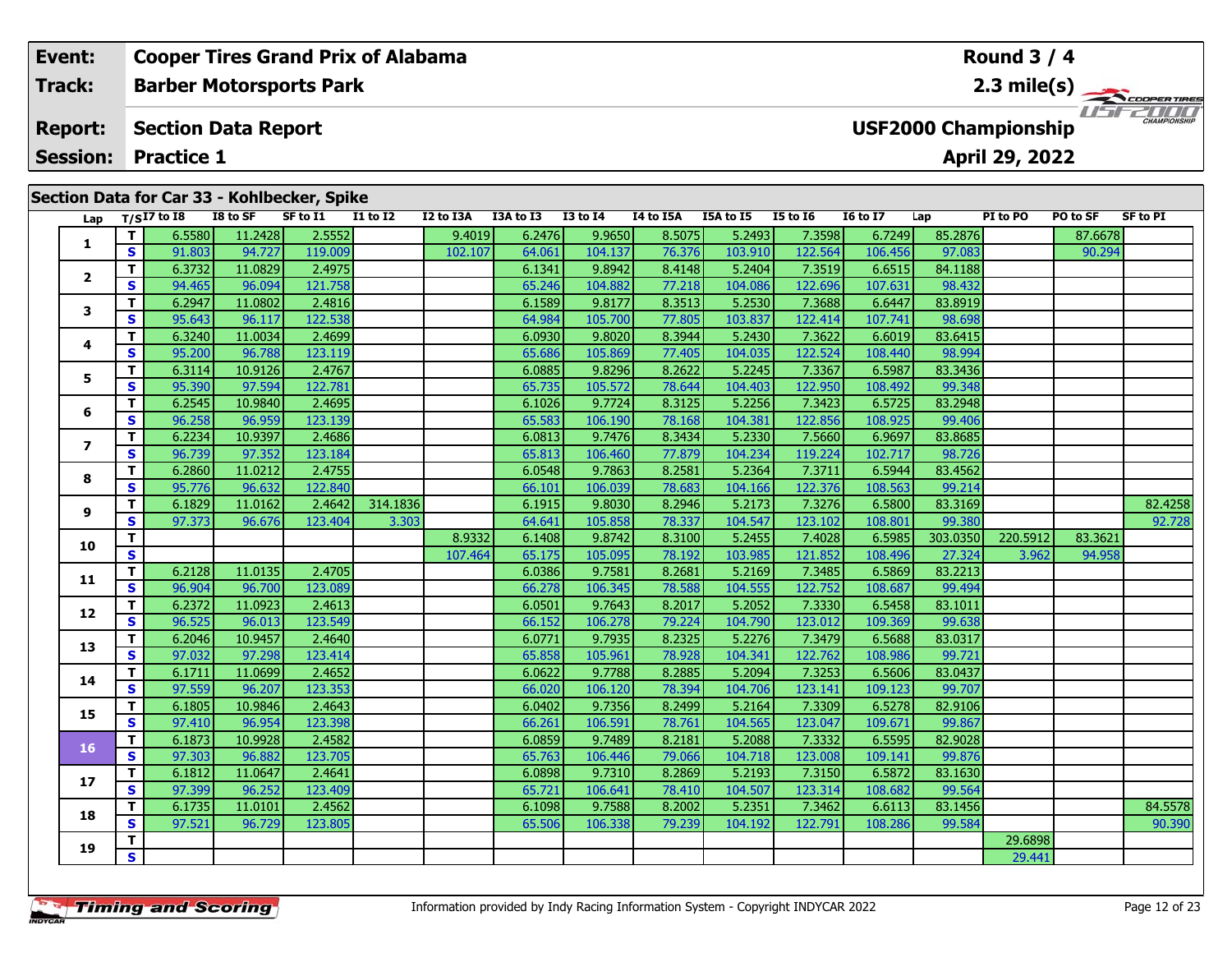| Event: | Cooper Tires Grand Prix of Alabama | Round 3 / 4 |
|---|---|---|
| Track: | Barber Motorsports Park | 2.3 mile(s) |
| Report: | Section Data Report | USF2000 Championship |
| Session: | Practice 1 | April 29, 2022 |

## Section Data for Car 33 - Kohlbecker, Spike

| Lap | T/S | I7 to I8 | I8 to SF | SF to I1 | I1 to I2 | I2 to I3A | I3A to I3 | I3 to I4 | I4 to I5A | I5A to I5 | I5 to I6 | I6 to I7 | Lap | PI to PO | PO to SF | SF to PI |
|---|---|---|---|---|---|---|---|---|---|---|---|---|---|---|---|---|
| 1 | T | 6.5580 | 11.2428 | 2.5552 | | 9.4019 | 6.2476 | 9.9650 | 8.5075 | 5.2493 | 7.3598 | 6.7249 | 85.2876 | | 87.6678 | |
| | S | 91.803 | 94.727 | 119.009 | | 102.107 | 64.061 | 104.137 | 76.376 | 103.910 | 122.564 | 106.456 | 97.083 | | 90.294 | |
| 2 | T | 6.3732 | 11.0829 | 2.4975 | | | 6.1341 | 9.8942 | 8.4148 | 5.2404 | 7.3519 | 6.6515 | 84.1188 | | | |
| | S | 94.465 | 96.094 | 121.758 | | | 65.246 | 104.882 | 77.218 | 104.086 | 122.696 | 107.631 | 98.432 | | | |
| 3 | T | 6.2947 | 11.0802 | 2.4816 | | | 6.1589 | 9.8177 | 8.3513 | 5.2530 | 7.3688 | 6.6447 | 83.8919 | | | |
| | S | 95.643 | 96.117 | 122.538 | | | 64.984 | 105.700 | 77.805 | 103.837 | 122.414 | 107.741 | 98.698 | | | |
| 4 | T | 6.3240 | 11.0034 | 2.4699 | | | 6.0930 | 9.8020 | 8.3944 | 5.2430 | 7.3622 | 6.6019 | 83.6415 | | | |
| | S | 95.200 | 96.788 | 123.119 | | | 65.686 | 105.869 | 77.405 | 104.035 | 122.524 | 108.440 | 98.994 | | | |
| 5 | T | 6.3114 | 10.9126 | 2.4767 | | | 6.0885 | 9.8296 | 8.2622 | 5.2245 | 7.3367 | 6.5987 | 83.3436 | | | |
| | S | 95.390 | 97.594 | 122.781 | | | 65.735 | 105.572 | 78.644 | 104.403 | 122.950 | 108.492 | 99.348 | | | |
| 6 | T | 6.2545 | 10.9840 | 2.4695 | | | 6.1026 | 9.7724 | 8.3125 | 5.2256 | 7.3423 | 6.5725 | 83.2948 | | | |
| | S | 96.258 | 96.959 | 123.139 | | | 65.583 | 106.190 | 78.168 | 104.381 | 122.856 | 108.925 | 99.406 | | | |
| 7 | T | 6.2234 | 10.9397 | 2.4686 | | | 6.0813 | 9.7476 | 8.3434 | 5.2330 | 7.5660 | 6.9697 | 83.8685 | | | |
| | S | 96.739 | 97.352 | 123.184 | | | 65.813 | 106.460 | 77.879 | 104.234 | 119.224 | 102.717 | 98.726 | | | |
| 8 | T | 6.2860 | 11.0212 | 2.4755 | | | 6.0548 | 9.7863 | 8.2581 | 5.2364 | 7.3711 | 6.5944 | 83.4562 | | | |
| | S | 95.776 | 96.632 | 122.840 | | | 66.101 | 106.039 | 78.683 | 104.166 | 122.376 | 108.563 | 99.214 | | | |
| 9 | T | 6.1829 | 11.0162 | 2.4642 | 314.1836 | | 6.1915 | 9.8030 | 8.2946 | 5.2173 | 7.3276 | 6.5800 | 83.3169 | | | 82.4258 |
| | S | 97.373 | 96.676 | 123.404 | 3.303 | | 64.641 | 105.858 | 78.337 | 104.547 | 123.102 | 108.801 | 99.380 | | | 92.728 |
| 10 | T | | | | | 8.9332 | 6.1408 | 9.8742 | 8.3100 | 5.2455 | 7.4028 | 6.5985 | 303.0350 | 220.5912 | 83.3621 | |
| | S | | | | | 107.464 | 65.175 | 105.095 | 78.192 | 103.985 | 121.852 | 108.496 | 27.324 | 3.962 | 94.958 | |
| 11 | T | 6.2128 | 11.0135 | 2.4705 | | | 6.0386 | 9.7581 | 8.2681 | 5.2169 | 7.3485 | 6.5869 | 83.2213 | | | |
| | S | 96.904 | 96.700 | 123.089 | | | 66.278 | 106.345 | 78.588 | 104.555 | 122.752 | 108.687 | 99.494 | | | |
| 12 | T | 6.2372 | 11.0923 | 2.4613 | | | 6.0501 | 9.7643 | 8.2017 | 5.2052 | 7.3330 | 6.5458 | 83.1011 | | | |
| | S | 96.525 | 96.013 | 123.549 | | | 66.152 | 106.278 | 79.224 | 104.790 | 123.012 | 109.369 | 99.638 | | | |
| 13 | T | 6.2046 | 10.9457 | 2.4640 | | | 6.0771 | 9.7935 | 8.2325 | 5.2276 | 7.3479 | 6.5688 | 83.0317 | | | |
| | S | 97.032 | 97.298 | 123.414 | | | 65.858 | 105.961 | 78.928 | 104.341 | 122.762 | 108.986 | 99.721 | | | |
| 14 | T | 6.1711 | 11.0699 | 2.4652 | | | 6.0622 | 9.7788 | 8.2885 | 5.2094 | 7.3253 | 6.5606 | 83.0437 | | | |
| | S | 97.559 | 96.207 | 123.353 | | | 66.020 | 106.120 | 78.394 | 104.706 | 123.141 | 109.123 | 99.707 | | | |
| 15 | T | 6.1805 | 10.9846 | 2.4643 | | | 6.0402 | 9.7356 | 8.2499 | 5.2164 | 7.3309 | 6.5278 | 82.9106 | | | |
| | S | 97.410 | 96.954 | 123.398 | | | 66.261 | 106.591 | 78.761 | 104.565 | 123.047 | 109.671 | 99.867 | | | |
| 16 | T | 6.1873 | 10.9928 | 2.4582 | | | 6.0859 | 9.7489 | 8.2181 | 5.2088 | 7.3332 | 6.5595 | 82.9028 | | | |
| | S | 97.303 | 96.882 | 123.705 | | | 65.763 | 106.446 | 79.066 | 104.718 | 123.008 | 109.141 | 99.876 | | | |
| 17 | T | 6.1812 | 11.0647 | 2.4641 | | | 6.0898 | 9.7310 | 8.2869 | 5.2193 | 7.3150 | 6.5872 | 83.1630 | | | |
| | S | 97.399 | 96.252 | 123.409 | | | 65.721 | 106.641 | 78.410 | 104.507 | 123.314 | 108.682 | 99.564 | | | |
| 18 | T | 6.1735 | 11.0101 | 2.4562 | | | 6.1098 | 9.7588 | 8.2002 | 5.2351 | 7.3462 | 6.6113 | 83.1456 | | | 84.5578 |
| | S | 97.521 | 96.729 | 123.805 | | | 65.506 | 106.338 | 79.239 | 104.192 | 122.791 | 108.286 | 99.584 | | | 90.390 |
| 19 | T | | | | | | | | | | | | | 29.6898 | | |
| | S | | | | | | | | | | | | | 29.441 | | |

Information provided by Indy Racing Information System - Copyright INDYCAR 2022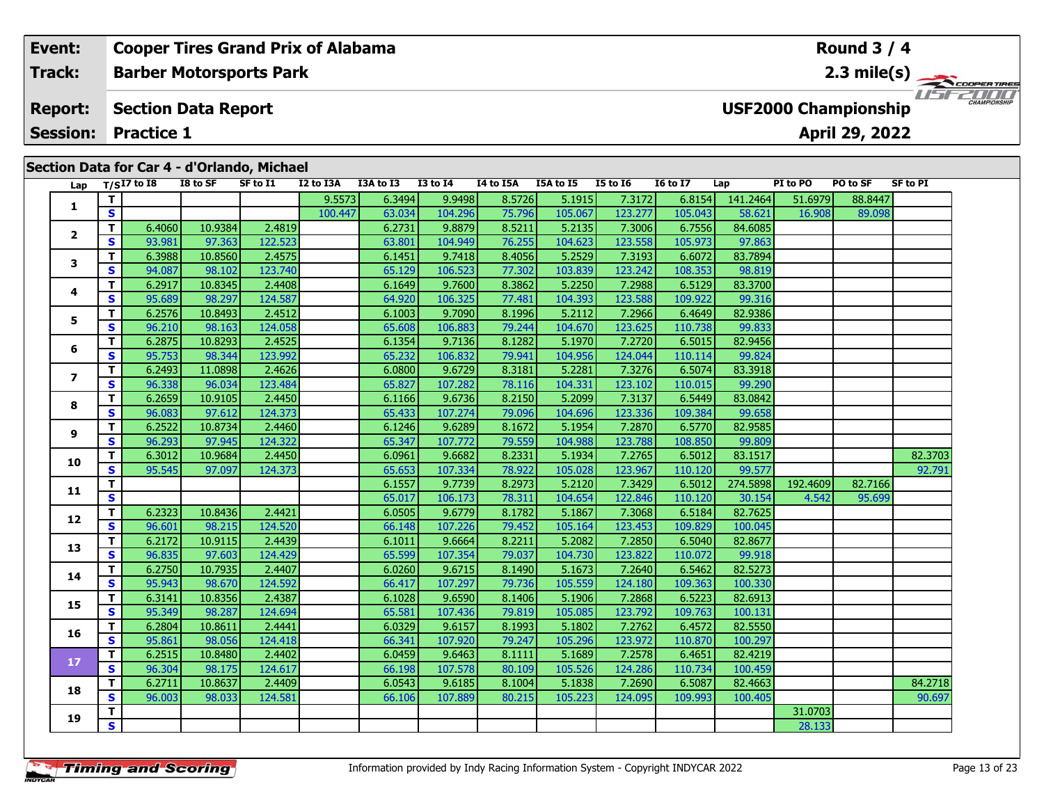| **Event:** | **Cooper Tires Grand Prix of Alabama** | **Round 3 / 4** |
|---|---|---|
| **Track:** | **Barber Motorsports Park** | **2.3 mile(s)** |
| **Report:** | **Section Data Report** | **USF2000 Championship** |
| **Session:** | **Practice 1** | **April 29, 2022** |

## Section Data for Car 4 - d'Orlando, Michael

| Lap | T/S | I7 to I8 | I8 to SF | SF to I1 | I2 to I3A | I3A to I3 | I3 to I4 | I4 to I5A | I5A to I5 | I5 to I6 | I6 to I7 | Lap | PI to PO | PO to SF | SF to PI |
|---|---|---|---|---|---|---|---|---|---|---|---|---|---|---|---|
| 1 | T | | | | 9.5573 | 6.3494 | 9.9498 | 8.5726 | 5.1915 | 7.3172 | 6.8154 | 141.2464 | 51.6979 | 88.8447 | |
| | S | | | | 100.447 | 63.034 | 104.296 | 75.796 | 105.067 | 123.277 | 105.043 | 58.621 | 16.908 | 89.098 | |
| 2 | T | 6.4060 | 10.9384 | 2.4819 | | 6.2731 | 9.8879 | 8.5211 | 5.2135 | 7.3006 | 6.7556 | 84.6085 | | | |
| | S | 93.981 | 97.363 | 122.523 | | 63.801 | 104.949 | 76.255 | 104.623 | 123.558 | 105.973 | 97.863 | | | |
| 3 | T | 6.3988 | 10.8560 | 2.4575 | | 6.1451 | 9.7418 | 8.4056 | 5.2529 | 7.3193 | 6.6072 | 83.7894 | | | |
| | S | 94.087 | 98.102 | 123.740 | | 65.129 | 106.523 | 77.302 | 103.839 | 123.242 | 108.353 | 98.819 | | | |
| 4 | T | 6.2917 | 10.8345 | 2.4408 | | 6.1649 | 9.7600 | 8.3862 | 5.2250 | 7.2988 | 6.5129 | 83.3700 | | | |
| | S | 95.689 | 98.297 | 124.587 | | 64.920 | 106.325 | 77.481 | 104.393 | 123.588 | 109.922 | 99.316 | | | |
| 5 | T | 6.2576 | 10.8493 | 2.4512 | | 6.1003 | 9.7090 | 8.1996 | 5.2112 | 7.2966 | 6.4649 | 82.9386 | | | |
| | S | 96.210 | 98.163 | 124.058 | | 65.608 | 106.883 | 79.244 | 104.670 | 123.625 | 110.738 | 99.833 | | | |
| 6 | T | 6.2875 | 10.8293 | 2.4525 | | 6.1354 | 9.7136 | 8.1282 | 5.1970 | 7.2720 | 6.5015 | 82.9456 | | | |
| | S | 95.753 | 98.344 | 123.992 | | 65.232 | 106.832 | 79.941 | 104.956 | 124.044 | 110.114 | 99.824 | | | |
| 7 | T | 6.2493 | 11.0898 | 2.4626 | | 6.0800 | 9.6729 | 8.3181 | 5.2281 | 7.3276 | 6.5074 | 83.3918 | | | |
| | S | 96.338 | 96.034 | 123.484 | | 65.827 | 107.282 | 78.116 | 104.331 | 123.102 | 110.015 | 99.290 | | | |
| 8 | T | 6.2659 | 10.9105 | 2.4450 | | 6.1166 | 9.6736 | 8.2150 | 5.2099 | 7.3137 | 6.5449 | 83.0842 | | | |
| | S | 96.083 | 97.612 | 124.373 | | 65.433 | 107.274 | 79.096 | 104.696 | 123.336 | 109.384 | 99.658 | | | |
| 9 | T | 6.2522 | 10.8734 | 2.4460 | | 6.1246 | 9.6289 | 8.1672 | 5.1954 | 7.2870 | 6.5770 | 82.9585 | | | |
| | S | 96.293 | 97.945 | 124.322 | | 65.347 | 107.772 | 79.559 | 104.988 | 123.788 | 108.850 | 99.809 | | | |
| 10 | T | 6.3012 | 10.9684 | 2.4450 | | 6.0961 | 9.6682 | 8.2331 | 5.1934 | 7.2765 | 6.5012 | 83.1517 | | | 82.3703 |
| | S | 95.545 | 97.097 | 124.373 | | 65.653 | 107.334 | 78.922 | 105.028 | 123.967 | 110.120 | 99.577 | | | 92.791 |
| 11 | T | | | | | 6.1557 | 9.7739 | 8.2973 | 5.2120 | 7.3429 | 6.5012 | 274.5898 | 192.4609 | 82.7166 | |
| | S | | | | | 65.017 | 106.173 | 78.311 | 104.654 | 122.846 | 110.120 | 30.154 | 4.542 | 95.699 | |
| 12 | T | 6.2323 | 10.8436 | 2.4421 | | 6.0505 | 9.6779 | 8.1782 | 5.1867 | 7.3068 | 6.5184 | 82.7625 | | | |
| | S | 96.601 | 98.215 | 124.520 | | 66.148 | 107.226 | 79.452 | 105.164 | 123.453 | 109.829 | 100.045 | | | |
| 13 | T | 6.2172 | 10.9115 | 2.4439 | | 6.1011 | 9.6664 | 8.2211 | 5.2082 | 7.2850 | 6.5040 | 82.8677 | | | |
| | S | 96.835 | 97.603 | 124.429 | | 65.599 | 107.354 | 79.037 | 104.730 | 123.822 | 110.072 | 99.918 | | | |
| 14 | T | 6.2750 | 10.7935 | 2.4407 | | 6.0260 | 9.6715 | 8.1490 | 5.1673 | 7.2640 | 6.5462 | 82.5273 | | | |
| | S | 95.943 | 98.670 | 124.592 | | 66.417 | 107.297 | 79.736 | 105.559 | 124.180 | 109.363 | 100.330 | | | |
| 15 | T | 6.3141 | 10.8356 | 2.4387 | | 6.1028 | 9.6590 | 8.1406 | 5.1906 | 7.2868 | 6.5223 | 82.6913 | | | |
| | S | 95.349 | 98.287 | 124.694 | | 65.581 | 107.436 | 79.819 | 105.085 | 123.792 | 109.763 | 100.131 | | | |
| 16 | T | 6.2804 | 10.8611 | 2.4441 | | 6.0329 | 9.6157 | 8.1993 | 5.1802 | 7.2762 | 6.4572 | 82.5550 | | | |
| | S | 95.861 | 98.056 | 124.418 | | 66.341 | 107.920 | 79.247 | 105.296 | 123.972 | 110.870 | 100.297 | | | |
| 17 | T | 6.2515 | 10.8480 | 2.4402 | | 6.0459 | 9.6463 | 8.1111 | 5.1689 | 7.2578 | 6.4651 | 82.4219 | | | |
| | S | 96.304 | 98.175 | 124.617 | | 66.198 | 107.578 | 80.109 | 105.526 | 124.286 | 110.734 | 100.459 | | | |
| 18 | T | 6.2711 | 10.8637 | 2.4409 | | 6.0543 | 9.6185 | 8.1004 | 5.1838 | 7.2690 | 6.5087 | 82.4663 | | | 84.2718 |
| | S | 96.003 | 98.033 | 124.581 | | 66.106 | 107.889 | 80.215 | 105.223 | 124.095 | 109.993 | 100.405 | | | 90.697 |
| 19 | T | | | | | | | | | | | | 31.0703 | | |
| | S | | | | | | | | | | | | 28.133 | | |

Information provided by Indy Racing Information System - Copyright INDYCAR 2022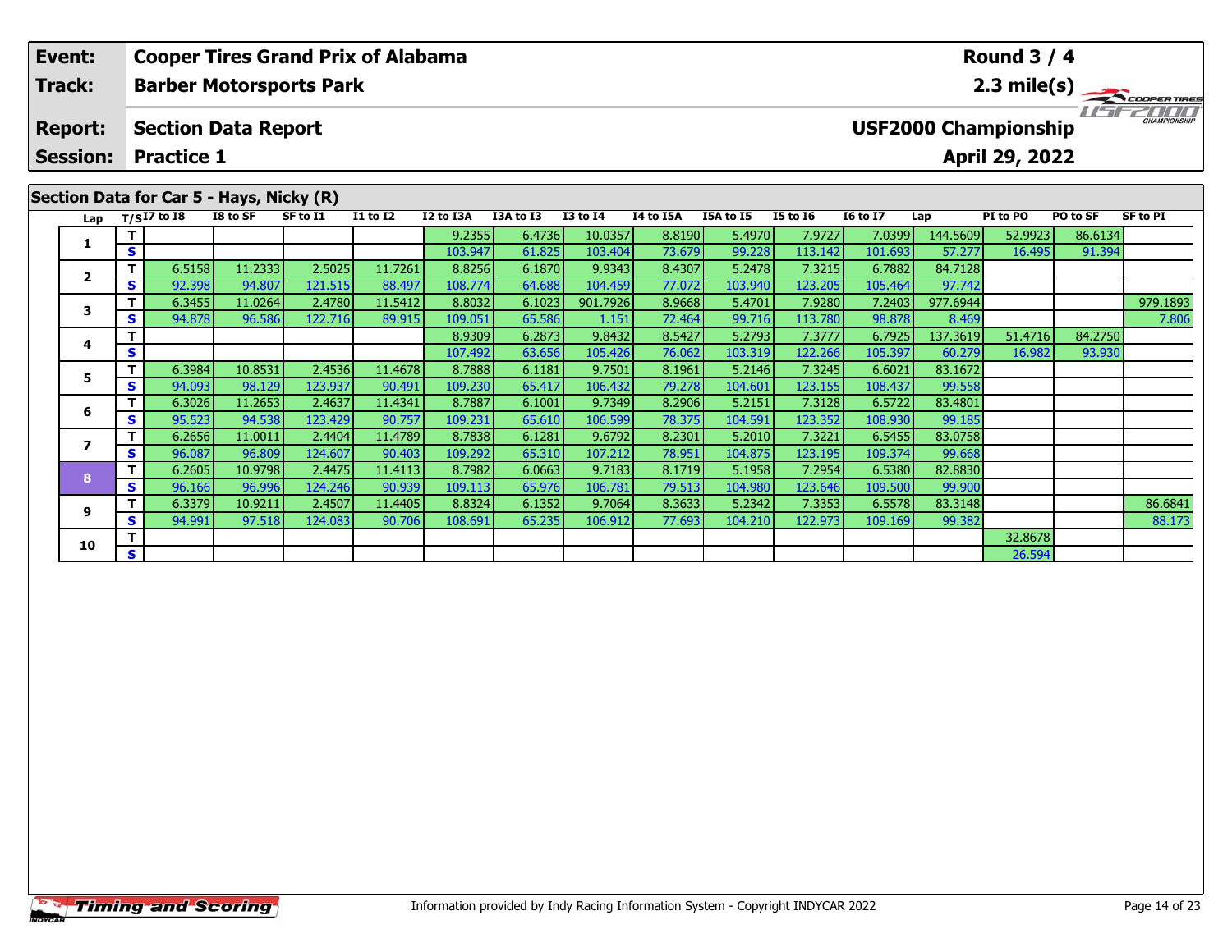| Event: | Cooper Tires Grand Prix of Alabama | Round 3 / 4 |
|---|---|---|
| Track: | Barber Motorsports Park | 2.3 mile(s) |
| Report: | Section Data Report | USF2000 Championship |
| Session: | Practice 1 | April 29, 2022 |

## Section Data for Car 5 - Hays, Nicky (R)

| Lap | T/S | I7 to I8 | I8 to SF | SF to I1 | I1 to I2 | I2 to I3A | I3A to I3 | I3 to I4 | I4 to I5A | I5A to I5 | I5 to I6 | I6 to I7 | Lap | PI to PO | PO to SF | SF to PI |
|---|---|---|---|---|---|---|---|---|---|---|---|---|---|---|---|---|
| 1 | T | | | | | 9.2355 | 6.4736 | 10.0357 | 8.8190 | 5.4970 | 7.9727 | 7.0399 | 144.5609 | 52.9923 | 86.6134 | |
| | S | | | | | 103.947 | 61.825 | 103.404 | 73.679 | 99.228 | 113.142 | 101.693 | 57.277 | 16.495 | 91.394 | |
| 2 | T | 6.5158 | 11.2333 | 2.5025 | 11.7261 | 8.8256 | 6.1870 | 9.9343 | 8.4307 | 5.2478 | 7.3215 | 6.7882 | 84.7128 | | | |
| | S | 92.398 | 94.807 | 121.515 | 88.497 | 108.774 | 64.688 | 104.459 | 77.072 | 103.940 | 123.205 | 105.464 | 97.742 | | | |
| 3 | T | 6.3455 | 11.0264 | 2.4780 | 11.5412 | 8.8032 | 6.1023 | 901.7926 | 8.9668 | 5.4701 | 7.9280 | 7.2403 | 977.6944 | | | 979.1893 |
| | S | 94.878 | 96.586 | 122.716 | 89.915 | 109.051 | 65.586 | 1.151 | 72.464 | 99.716 | 113.780 | 98.878 | 8.469 | | | 7.806 |
| 4 | T | | | | | 8.9309 | 6.2873 | 9.8432 | 8.5427 | 5.2793 | 7.3777 | 6.7925 | 137.3619 | 51.4716 | 84.2750 | |
| | S | | | | | 107.492 | 63.656 | 105.426 | 76.062 | 103.319 | 122.266 | 105.397 | 60.279 | 16.982 | 93.930 | |
| 5 | T | 6.3984 | 10.8531 | 2.4536 | 11.4678 | 8.7888 | 6.1181 | 9.7501 | 8.1961 | 5.2146 | 7.3245 | 6.6021 | 83.1672 | | | |
| | S | 94.093 | 98.129 | 123.937 | 90.491 | 109.230 | 65.417 | 106.432 | 79.278 | 104.601 | 123.155 | 108.437 | 99.558 | | | |
| 6 | T | 6.3026 | 11.2653 | 2.4637 | 11.4341 | 8.7887 | 6.1001 | 9.7349 | 8.2906 | 5.2151 | 7.3128 | 6.5722 | 83.4801 | | | |
| | S | 95.523 | 94.538 | 123.429 | 90.757 | 109.231 | 65.610 | 106.599 | 78.375 | 104.591 | 123.352 | 108.930 | 99.185 | | | |
| 7 | T | 6.2656 | 11.0011 | 2.4404 | 11.4789 | 8.7838 | 6.1281 | 9.6792 | 8.2301 | 5.2010 | 7.3221 | 6.5455 | 83.0758 | | | |
| | S | 96.087 | 96.809 | 124.607 | 90.403 | 109.292 | 65.310 | 107.212 | 78.951 | 104.875 | 123.195 | 109.374 | 99.668 | | | |
| 8 | T | 6.2605 | 10.9798 | 2.4475 | 11.4113 | 8.7982 | 6.0663 | 9.7183 | 8.1719 | 5.1958 | 7.2954 | 6.5380 | 82.8830 | | | |
| | S | 96.166 | 96.996 | 124.246 | 90.939 | 109.113 | 65.976 | 106.781 | 79.513 | 104.980 | 123.646 | 109.500 | 99.900 | | | |
| 9 | T | 6.3379 | 10.9211 | 2.4507 | 11.4405 | 8.8324 | 6.1352 | 9.7064 | 8.3633 | 5.2342 | 7.3353 | 6.5578 | 83.3148 | | | 86.6841 |
| | S | 94.991 | 97.518 | 124.083 | 90.706 | 108.691 | 65.235 | 106.912 | 77.693 | 104.210 | 122.973 | 109.169 | 99.382 | | | 88.173 |
| 10 | T | | | | | | | | | | | | | 32.8678 | | |
| | S | | | | | | | | | | | | | 26.594 | | |

Information provided by Indy Racing Information System - Copyright INDYCAR 2022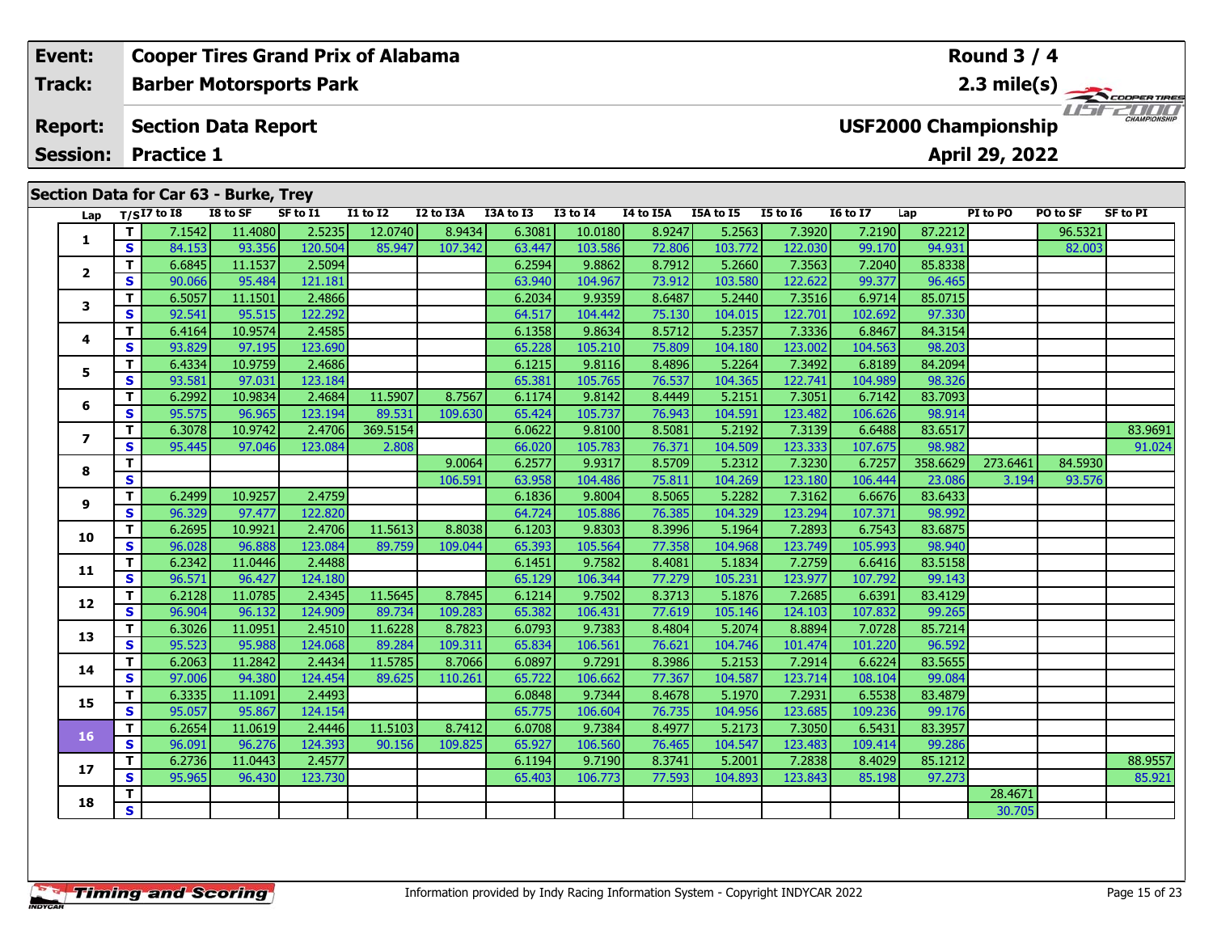| Event: | Cooper Tires Grand Prix of Alabama | Round 3 / 4 |
|---|---|---|
| Track: | Barber Motorsports Park | 2.3 mile(s) |
| Report: | Section Data Report | USF2000 Championship |
| Session: | Practice 1 | April 29, 2022 |

## Section Data for Car 63 - Burke, Trey

| Lap | T/S | I7 to I8 | I8 to SF | SF to I1 | I1 to I2 | I2 to I3A | I3A to I3 | I3 to I4 | I4 to I5A | I5A to I5 | I5 to I6 | I6 to I7 | Lap | PI to PO | PO to SF | SF to PI |
|---|---|---|---|---|---|---|---|---|---|---|---|---|---|---|---|---|
| 1 | T | 7.1542 | 11.4080 | 2.5235 | 12.0740 | 8.9434 | 6.3081 | 10.0180 | 8.9247 | 5.2563 | 7.3920 | 7.2190 | 87.2212 | | 96.5321 | |
| | S | 84.153 | 93.356 | 120.504 | 85.947 | 107.342 | 63.447 | 103.586 | 72.806 | 103.772 | 122.030 | 99.170 | 94.931 | | 82.003 | |
| 2 | T | 6.6845 | 11.1537 | 2.5094 | | | 6.2594 | 9.8862 | 8.7912 | 5.2660 | 7.3563 | 7.2040 | 85.8338 | | | |
| | S | 90.066 | 95.484 | 121.181 | | | 63.940 | 104.967 | 73.912 | 103.580 | 122.622 | 99.377 | 96.465 | | | |
| 3 | T | 6.5057 | 11.1501 | 2.4866 | | | 6.2034 | 9.9359 | 8.6487 | 5.2440 | 7.3516 | 6.9714 | 85.0715 | | | |
| | S | 92.541 | 95.515 | 122.292 | | | 64.517 | 104.442 | 75.130 | 104.015 | 122.701 | 102.692 | 97.330 | | | |
| 4 | T | 6.4164 | 10.9574 | 2.4585 | | | 6.1358 | 9.8634 | 8.5712 | 5.2357 | 7.3336 | 6.8467 | 84.3154 | | | |
| | S | 93.829 | 97.195 | 123.690 | | | 65.228 | 105.210 | 75.809 | 104.180 | 123.002 | 104.563 | 98.203 | | | |
| 5 | T | 6.4334 | 10.9759 | 2.4686 | | | 6.1215 | 9.8116 | 8.4896 | 5.2264 | 7.3492 | 6.8189 | 84.2094 | | | |
| | S | 93.581 | 97.031 | 123.184 | | | 65.381 | 105.765 | 76.537 | 104.365 | 122.741 | 104.989 | 98.326 | | | |
| 6 | T | 6.2992 | 10.9834 | 2.4684 | 11.5907 | 8.7567 | 6.1174 | 9.8142 | 8.4449 | 5.2151 | 7.3051 | 6.7142 | 83.7093 | | | |
| | S | 95.575 | 96.965 | 123.194 | 89.531 | 109.630 | 65.424 | 105.737 | 76.943 | 104.591 | 123.482 | 106.626 | 98.914 | | | |
| 7 | T | 6.3078 | 10.9742 | 2.4706 | 369.5154 | | 6.0622 | 9.8100 | 8.5081 | 5.2192 | 7.3139 | 6.6488 | 83.6517 | | | 83.9691 |
| | S | 95.445 | 97.046 | 123.084 | 2.808 | | 66.020 | 105.783 | 76.371 | 104.509 | 123.333 | 107.675 | 98.982 | | | 91.024 |
| 8 | T | | | | | 9.0064 | 6.2577 | 9.9317 | 8.5709 | 5.2312 | 7.3230 | 6.7257 | 358.6629 | 273.6461 | 84.5930 | |
| | S | | | | | 106.591 | 63.958 | 104.486 | 75.811 | 104.269 | 123.180 | 106.444 | 23.086 | 3.194 | 93.576 | |
| 9 | T | 6.2499 | 10.9257 | 2.4759 | | | 6.1836 | 9.8004 | 8.5065 | 5.2282 | 7.3162 | 6.6676 | 83.6433 | | | |
| | S | 96.329 | 97.477 | 122.820 | | | 64.724 | 105.886 | 76.385 | 104.329 | 123.294 | 107.371 | 98.992 | | | |
| 10 | T | 6.2695 | 10.9921 | 2.4706 | 11.5613 | 8.8038 | 6.1203 | 9.8303 | 8.3996 | 5.1964 | 7.2893 | 6.7543 | 83.6875 | | | |
| | S | 96.028 | 96.888 | 123.084 | 89.759 | 109.044 | 65.393 | 105.564 | 77.358 | 104.968 | 123.749 | 105.993 | 98.940 | | | |
| 11 | T | 6.2342 | 11.0446 | 2.4488 | | | 6.1451 | 9.7582 | 8.4081 | 5.1834 | 7.2759 | 6.6416 | 83.5158 | | | |
| | S | 96.571 | 96.427 | 124.180 | | | 65.129 | 106.344 | 77.279 | 105.231 | 123.977 | 107.792 | 99.143 | | | |
| 12 | T | 6.2128 | 11.0785 | 2.4345 | 11.5645 | 8.7845 | 6.1214 | 9.7502 | 8.3713 | 5.1876 | 7.2685 | 6.6391 | 83.4129 | | | |
| | S | 96.904 | 96.132 | 124.909 | 89.734 | 109.283 | 65.382 | 106.431 | 77.619 | 105.146 | 124.103 | 107.832 | 99.265 | | | |
| 13 | T | 6.3026 | 11.0951 | 2.4510 | 11.6228 | 8.7823 | 6.0793 | 9.7383 | 8.4804 | 5.2074 | 8.8894 | 7.0728 | 85.7214 | | | |
| | S | 95.523 | 95.988 | 124.068 | 89.284 | 109.311 | 65.834 | 106.561 | 76.621 | 104.746 | 101.474 | 101.220 | 96.592 | | | |
| 14 | T | 6.2063 | 11.2842 | 2.4434 | 11.5785 | 8.7066 | 6.0897 | 9.7291 | 8.3986 | 5.2153 | 7.2914 | 6.6224 | 83.5655 | | | |
| | S | 97.006 | 94.380 | 124.454 | 89.625 | 110.261 | 65.722 | 106.662 | 77.367 | 104.587 | 123.714 | 108.104 | 99.084 | | | |
| 15 | T | 6.3335 | 11.1091 | 2.4493 | | | 6.0848 | 9.7344 | 8.4678 | 5.1970 | 7.2931 | 6.5538 | 83.4879 | | | |
| | S | 95.057 | 95.867 | 124.154 | | | 65.775 | 106.604 | 76.735 | 104.956 | 123.685 | 109.236 | 99.176 | | | |
| 16 | T | 6.2654 | 11.0619 | 2.4446 | 11.5103 | 8.7412 | 6.0708 | 9.7384 | 8.4977 | 5.2173 | 7.3050 | 6.5431 | 83.3957 | | | |
| | S | 96.091 | 96.276 | 124.393 | 90.156 | 109.825 | 65.927 | 106.560 | 76.465 | 104.547 | 123.483 | 109.414 | 99.286 | | | |
| 17 | T | 6.2736 | 11.0443 | 2.4577 | | | 6.1194 | 9.7190 | 8.3741 | 5.2001 | 7.2838 | 8.4029 | 85.1212 | | | 88.9557 |
| | S | 95.965 | 96.430 | 123.730 | | | 65.403 | 106.773 | 77.593 | 104.893 | 123.843 | 85.198 | 97.273 | | | 85.921 |
| 18 | T | | | | | | | | | | | | | 28.4671 | | |
| | S | | | | | | | | | | | | | 30.705 | | |

Information provided by Indy Racing Information System - Copyright INDYCAR 2022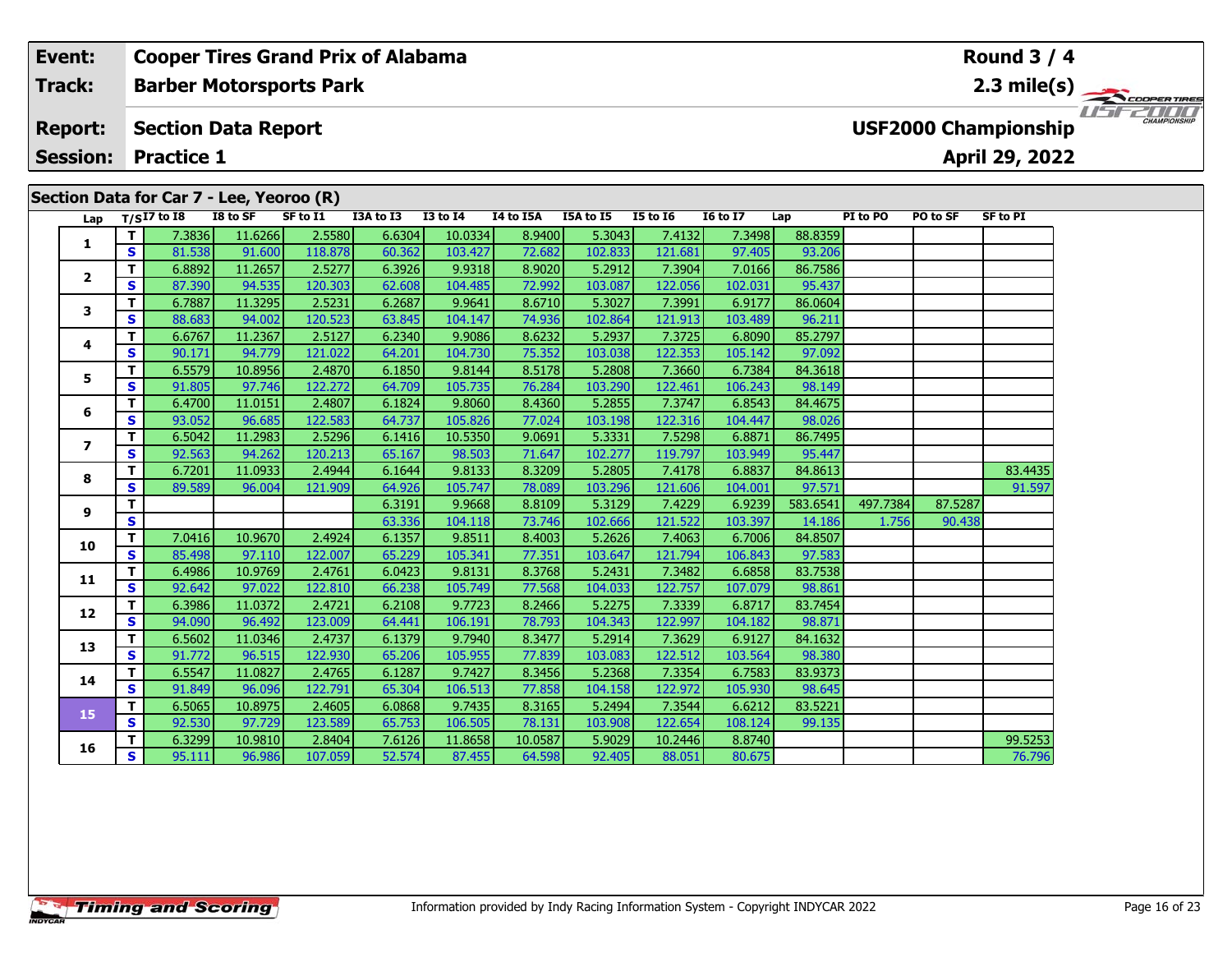| Event: | Cooper Tires Grand Prix of Alabama | Round 3 / 4 |
|---|---|---|
| Track: | Barber Motorsports Park | 2.3 mile(s) |
| Report: | Section Data Report | USF2000 Championship |
| Session: | Practice 1 | April 29, 2022 |

## Section Data for Car 7 - Lee, Yeoroo (R)

| Lap | T/S | I7 to I8 | I8 to SF | SF to I1 | I3A to I3 | I3 to I4 | I4 to I5A | I5A to I5 | I5 to I6 | I6 to I7 | Lap | PI to PO | PO to SF | SF to PI |
|---|---|---|---|---|---|---|---|---|---|---|---|---|---|---|
| 1 | T | 7.3836 | 11.6266 | 2.5580 | 6.6304 | 10.0334 | 8.9400 | 5.3043 | 7.4132 | 7.3498 | 88.8359 | | | |
| | S | 81.538 | 91.600 | 118.878 | 60.362 | 103.427 | 72.682 | 102.833 | 121.681 | 97.405 | 93.206 | | | |
| 2 | T | 6.8892 | 11.2657 | 2.5277 | 6.3926 | 9.9318 | 8.9020 | 5.2912 | 7.3904 | 7.0166 | 86.7586 | | | |
| | S | 87.390 | 94.535 | 120.303 | 62.608 | 104.485 | 72.992 | 103.087 | 122.056 | 102.031 | 95.437 | | | |
| 3 | T | 6.7887 | 11.3295 | 2.5231 | 6.2687 | 9.9641 | 8.6710 | 5.3027 | 7.3991 | 6.9177 | 86.0604 | | | |
| | S | 88.683 | 94.002 | 120.523 | 63.845 | 104.147 | 74.936 | 102.864 | 121.913 | 103.489 | 96.211 | | | |
| 4 | T | 6.6767 | 11.2367 | 2.5127 | 6.2340 | 9.9086 | 8.6232 | 5.2937 | 7.3725 | 6.8090 | 85.2797 | | | |
| | S | 90.171 | 94.779 | 121.022 | 64.201 | 104.730 | 75.352 | 103.038 | 122.353 | 105.142 | 97.092 | | | |
| 5 | T | 6.5579 | 10.8956 | 2.4870 | 6.1850 | 9.8144 | 8.5178 | 5.2808 | 7.3660 | 6.7384 | 84.3618 | | | |
| | S | 91.805 | 97.746 | 122.272 | 64.709 | 105.735 | 76.284 | 103.290 | 122.461 | 106.243 | 98.149 | | | |
| 6 | T | 6.4700 | 11.0151 | 2.4807 | 6.1824 | 9.8060 | 8.4360 | 5.2855 | 7.3747 | 6.8543 | 84.4675 | | | |
| | S | 93.052 | 96.685 | 122.583 | 64.737 | 105.826 | 77.024 | 103.198 | 122.316 | 104.447 | 98.026 | | | |
| 7 | T | 6.5042 | 11.2983 | 2.5296 | 6.1416 | 10.5350 | 9.0691 | 5.3331 | 7.5298 | 6.8871 | 86.7495 | | | |
| | S | 92.563 | 94.262 | 120.213 | 65.167 | 98.503 | 71.647 | 102.277 | 119.797 | 103.949 | 95.447 | | | |
| 8 | T | 6.7201 | 11.0933 | 2.4944 | 6.1644 | 9.8133 | 8.3209 | 5.2805 | 7.4178 | 6.8837 | 84.8613 | | | 83.4435 |
| | S | 89.589 | 96.004 | 121.909 | 64.926 | 105.747 | 78.089 | 103.296 | 121.606 | 104.001 | 97.571 | | | 91.597 |
| 9 | T | | | | 6.3191 | 9.9668 | 8.8109 | 5.3129 | 7.4229 | 6.9239 | 583.6541 | 497.7384 | 87.5287 | |
| | S | | | | 63.336 | 104.118 | 73.746 | 102.666 | 121.522 | 103.397 | 14.186 | 1.756 | 90.438 | |
| 10 | T | 7.0416 | 10.9670 | 2.4924 | 6.1357 | 9.8511 | 8.4003 | 5.2626 | 7.4063 | 6.7006 | 84.8507 | | | |
| | S | 85.498 | 97.110 | 122.007 | 65.229 | 105.341 | 77.351 | 103.647 | 121.794 | 106.843 | 97.583 | | | |
| 11 | T | 6.4986 | 10.9769 | 2.4761 | 6.0423 | 9.8131 | 8.3768 | 5.2431 | 7.3482 | 6.6858 | 83.7538 | | | |
| | S | 92.642 | 97.022 | 122.810 | 66.238 | 105.749 | 77.568 | 104.033 | 122.757 | 107.079 | 98.861 | | | |
| 12 | T | 6.3986 | 11.0372 | 2.4721 | 6.2108 | 9.7723 | 8.2466 | 5.2275 | 7.3339 | 6.8717 | 83.7454 | | | |
| | S | 94.090 | 96.492 | 123.009 | 64.441 | 106.191 | 78.793 | 104.343 | 122.997 | 104.182 | 98.871 | | | |
| 13 | T | 6.5602 | 11.0346 | 2.4737 | 6.1379 | 9.7940 | 8.3477 | 5.2914 | 7.3629 | 6.9127 | 84.1632 | | | |
| | S | 91.772 | 96.515 | 122.930 | 65.206 | 105.955 | 77.839 | 103.083 | 122.512 | 103.564 | 98.380 | | | |
| 14 | T | 6.5547 | 11.0827 | 2.4765 | 6.1287 | 9.7427 | 8.3456 | 5.2368 | 7.3354 | 6.7583 | 83.9373 | | | |
| | S | 91.849 | 96.096 | 122.791 | 65.304 | 106.513 | 77.858 | 104.158 | 122.972 | 105.930 | 98.645 | | | |
| 15 | T | 6.5065 | 10.8975 | 2.4605 | 6.0868 | 9.7435 | 8.3165 | 5.2494 | 7.3544 | 6.6212 | 83.5221 | | | |
| | S | 92.530 | 97.729 | 123.589 | 65.753 | 106.505 | 78.131 | 103.908 | 122.654 | 108.124 | 99.135 | | | |
| 16 | T | 6.3299 | 10.9810 | 2.8404 | 7.6126 | 11.8658 | 10.0587 | 5.9029 | 10.2446 | 8.8740 | | | | 99.5253 |
| | S | 95.111 | 96.986 | 107.059 | 52.574 | 87.455 | 64.598 | 92.405 | 88.051 | 80.675 | | | | 76.796 |

Information provided by Indy Racing Information System - Copyright INDYCAR 2022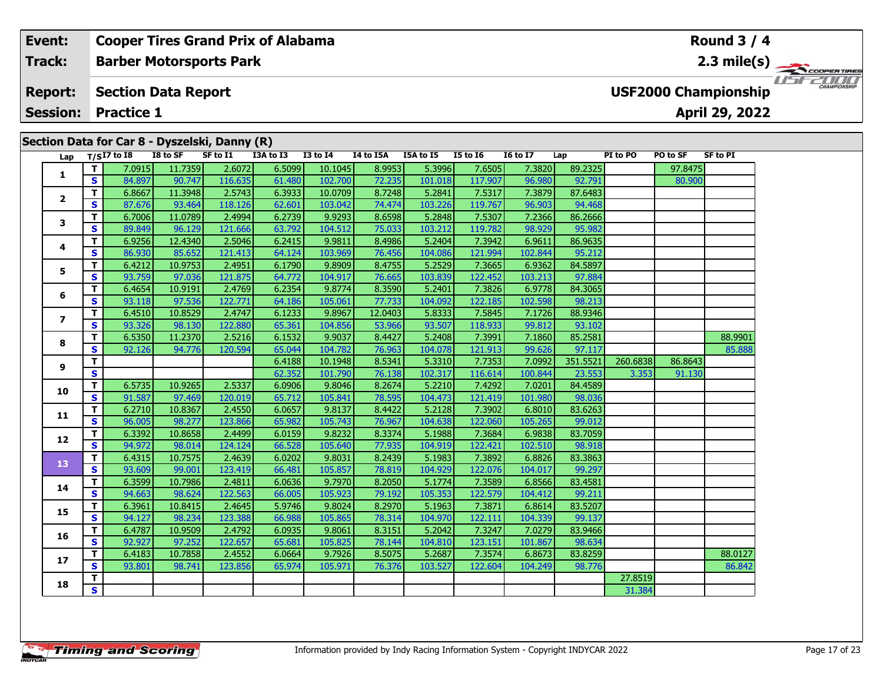| Event: | Cooper Tires Grand Prix of Alabama | Round 3 / 4 |
|---|---|---|
| Track: | Barber Motorsports Park | 2.3 mile(s) |
| Report: | Section Data Report | USF2000 Championship |
| Session: | Practice 1 | April 29, 2022 |

## Section Data for Car 8 - Dyszelski, Danny (R)

| Lap | T/S | I7 to I8 | I8 to SF | SF to I1 | I3A to I3 | I3 to I4 | I4 to I5A | I5A to I5 | I5 to I6 | I6 to I7 | Lap | PI to PO | PO to SF | SF to PI |
|---|---|---|---|---|---|---|---|---|---|---|---|---|---|---|
| 1 | T | 7.0915 | 11.7359 | 2.6072 | 6.5099 | 10.1045 | 8.9953 | 5.3996 | 7.6505 | 7.3820 | 89.2325 | | 97.8475 | |
| | S | 84.897 | 90.747 | 116.635 | 61.480 | 102.700 | 72.235 | 101.018 | 117.907 | 96.980 | 92.791 | | 80.900 | |
| 2 | T | 6.8667 | 11.3948 | 2.5743 | 6.3933 | 10.0709 | 8.7248 | 5.2841 | 7.5317 | 7.3879 | 87.6483 | | | |
| | S | 87.676 | 93.464 | 118.126 | 62.601 | 103.042 | 74.474 | 103.226 | 119.767 | 96.903 | 94.468 | | | |
| 3 | T | 6.7006 | 11.0789 | 2.4994 | 6.2739 | 9.9293 | 8.6598 | 5.2848 | 7.5307 | 7.2366 | 86.2666 | | | |
| | S | 89.849 | 96.129 | 121.666 | 63.792 | 104.512 | 75.033 | 103.212 | 119.782 | 98.929 | 95.982 | | | |
| 4 | T | 6.9256 | 12.4340 | 2.5046 | 6.2415 | 9.9811 | 8.4986 | 5.2404 | 7.3942 | 6.9611 | 86.9635 | | | |
| | S | 86.930 | 85.652 | 121.413 | 64.124 | 103.969 | 76.456 | 104.086 | 121.994 | 102.844 | 95.212 | | | |
| 5 | T | 6.4212 | 10.9753 | 2.4951 | 6.1790 | 9.8909 | 8.4755 | 5.2529 | 7.3665 | 6.9362 | 84.5897 | | | |
| | S | 93.759 | 97.036 | 121.875 | 64.772 | 104.917 | 76.665 | 103.839 | 122.452 | 103.213 | 97.884 | | | |
| 6 | T | 6.4654 | 10.9191 | 2.4769 | 6.2354 | 9.8774 | 8.3590 | 5.2401 | 7.3826 | 6.9778 | 84.3065 | | | |
| | S | 93.118 | 97.536 | 122.771 | 64.186 | 105.061 | 77.733 | 104.092 | 122.185 | 102.598 | 98.213 | | | |
| 7 | T | 6.4510 | 10.8529 | 2.4747 | 6.1233 | 9.8967 | 12.0403 | 5.8333 | 7.5845 | 7.1726 | 88.9346 | | | |
| | S | 93.326 | 98.130 | 122.880 | 65.361 | 104.856 | 53.966 | 93.507 | 118.933 | 99.812 | 93.102 | | | |
| 8 | T | 6.5350 | 11.2370 | 2.5216 | 6.1532 | 9.9037 | 8.4427 | 5.2408 | 7.3991 | 7.1860 | 85.2581 | | | 88.9901 |
| | S | 92.126 | 94.776 | 120.594 | 65.044 | 104.782 | 76.963 | 104.078 | 121.913 | 99.626 | 97.117 | | | 85.888 |
| 9 | T | | | | 6.4188 | 10.1948 | 8.5341 | 5.3310 | 7.7353 | 7.0992 | 351.5521 | 260.6838 | 86.8643 | |
| | S | | | | 62.352 | 101.790 | 76.138 | 102.317 | 116.614 | 100.844 | 23.553 | 3.353 | 91.130 | |
| 10 | T | 6.5735 | 10.9265 | 2.5337 | 6.0906 | 9.8046 | 8.2674 | 5.2210 | 7.4292 | 7.0201 | 84.4589 | | | |
| | S | 91.587 | 97.469 | 120.019 | 65.712 | 105.841 | 78.595 | 104.473 | 121.419 | 101.980 | 98.036 | | | |
| 11 | T | 6.2710 | 10.8367 | 2.4550 | 6.0657 | 9.8137 | 8.4422 | 5.2128 | 7.3902 | 6.8010 | 83.6263 | | | |
| | S | 96.005 | 98.277 | 123.866 | 65.982 | 105.743 | 76.967 | 104.638 | 122.060 | 105.265 | 99.012 | | | |
| 12 | T | 6.3392 | 10.8658 | 2.4499 | 6.0159 | 9.8232 | 8.3374 | 5.1988 | 7.3684 | 6.9838 | 83.7059 | | | |
| | S | 94.972 | 98.014 | 124.124 | 66.528 | 105.640 | 77.935 | 104.919 | 122.421 | 102.510 | 98.918 | | | |
| 13 | T | 6.4315 | 10.7575 | 2.4639 | 6.0202 | 9.8031 | 8.2439 | 5.1983 | 7.3892 | 6.8826 | 83.3863 | | | |
| | S | 93.609 | 99.001 | 123.419 | 66.481 | 105.857 | 78.819 | 104.929 | 122.076 | 104.017 | 99.297 | | | |
| 14 | T | 6.3599 | 10.7986 | 2.4811 | 6.0636 | 9.7970 | 8.2050 | 5.1774 | 7.3589 | 6.8566 | 83.4581 | | | |
| | S | 94.663 | 98.624 | 122.563 | 66.005 | 105.923 | 79.192 | 105.353 | 122.579 | 104.412 | 99.211 | | | |
| 15 | T | 6.3961 | 10.8415 | 2.4645 | 5.9746 | 9.8024 | 8.2970 | 5.1963 | 7.3871 | 6.8614 | 83.5207 | | | |
| | S | 94.127 | 98.234 | 123.388 | 66.988 | 105.865 | 78.314 | 104.970 | 122.111 | 104.339 | 99.137 | | | |
| 16 | T | 6.4787 | 10.9509 | 2.4792 | 6.0935 | 9.8061 | 8.3151 | 5.2042 | 7.3247 | 7.0279 | 83.9466 | | | |
| | S | 92.927 | 97.252 | 122.657 | 65.681 | 105.825 | 78.144 | 104.810 | 123.151 | 101.867 | 98.634 | | | |
| 17 | T | 6.4183 | 10.7858 | 2.4552 | 6.0664 | 9.7926 | 8.5075 | 5.2687 | 7.3574 | 6.8673 | 83.8259 | | | 88.0127 |
| | S | 93.801 | 98.741 | 123.856 | 65.974 | 105.971 | 76.376 | 103.527 | 122.604 | 104.249 | 98.776 | | | 86.842 |
| 18 | T | | | | | | | | | | | 27.8519 | | |
| | S | | | | | | | | | | | 31.384 | | |

Information provided by Indy Racing Information System - Copyright INDYCAR 2022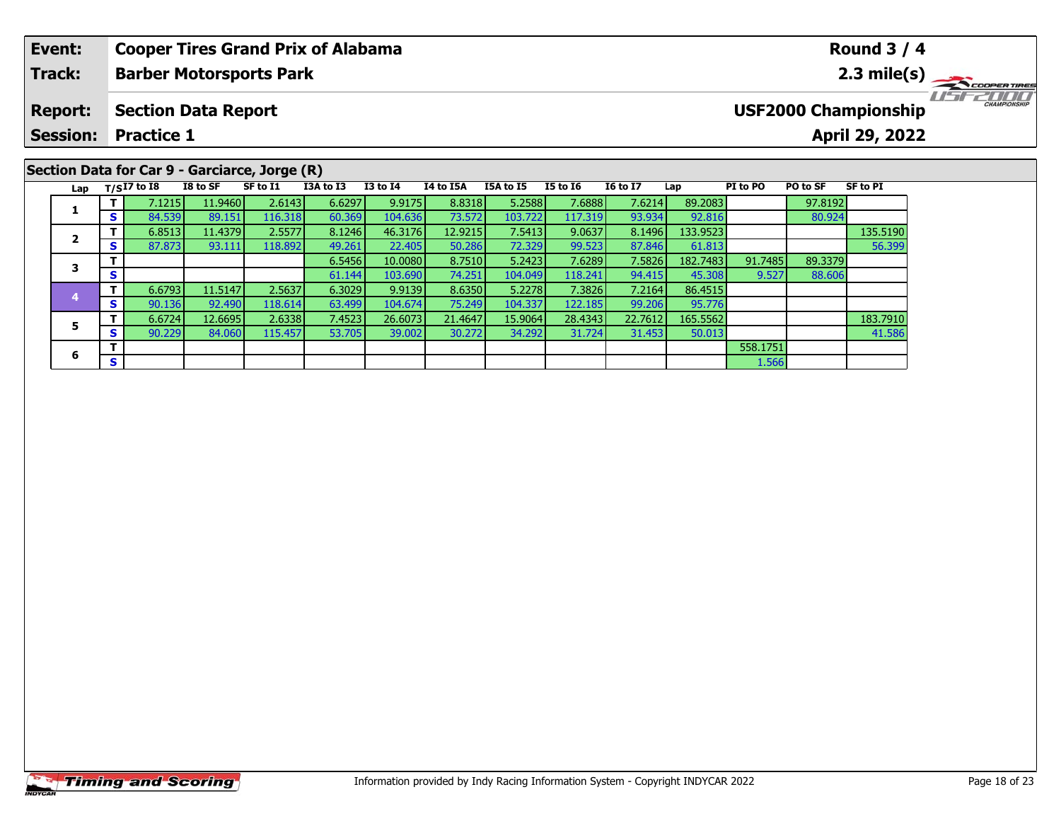| Event: | Cooper Tires Grand Prix of Alabama | Round 3 / 4 |
|---|---|---|
| Track: | Barber Motorsports Park | 2.3 mile(s) |
| Report: | Section Data Report | USF2000 Championship |
| Session: | Practice 1 | April 29, 2022 |

## Section Data for Car 9 - Garciarce, Jorge (R)

| Lap | T/S | I7 to I8 | I8 to SF | SF to I1 | I3A to I3 | I3 to I4 | I4 to I5A | I5A to I5 | I5 to I6 | I6 to I7 | Lap | PI to PO | PO to SF | SF to PI |
|---|---|---|---|---|---|---|---|---|---|---|---|---|---|---|
| 1 | T | 7.1215 | 11.9460 | 2.6143 | 6.6297 | 9.9175 | 8.8318 | 5.2588 | 7.6888 | 7.6214 | 89.2083 | | 97.8192 | |
| | S | 84.539 | 89.151 | 116.318 | 60.369 | 104.636 | 73.572 | 103.722 | 117.319 | 93.934 | 92.816 | | 80.924 | |
| 2 | T | 6.8513 | 11.4379 | 2.5577 | 8.1246 | 46.3176 | 12.9215 | 7.5413 | 9.0637 | 8.1496 | 133.9523 | | | 135.5190 |
| | S | 87.873 | 93.111 | 118.892 | 49.261 | 22.405 | 50.286 | 72.329 | 99.523 | 87.846 | 61.813 | | | 56.399 |
| 3 | T | | | | 6.5456 | 10.0080 | 8.7510 | 5.2423 | 7.6289 | 7.5826 | 182.7483 | 91.7485 | 89.3379 | |
| | S | | | | 61.144 | 103.690 | 74.251 | 104.049 | 118.241 | 94.415 | 45.308 | 9.527 | 88.606 | |
| 4 | T | 6.6793 | 11.5147 | 2.5637 | 6.3029 | 9.9139 | 8.6350 | 5.2278 | 7.3826 | 7.2164 | 86.4515 | | | |
| | S | 90.136 | 92.490 | 118.614 | 63.499 | 104.674 | 75.249 | 104.337 | 122.185 | 99.206 | 95.776 | | | |
| 5 | T | 6.6724 | 12.6695 | 2.6338 | 7.4523 | 26.6073 | 21.4647 | 15.9064 | 28.4343 | 22.7612 | 165.5562 | | | 183.7910 |
| | S | 90.229 | 84.060 | 115.457 | 53.705 | 39.002 | 30.272 | 34.292 | 31.724 | 31.453 | 50.013 | | | 41.586 |
| 6 | T | | | | | | | | | | | 558.1751 | | |
| | S | | | | | | | | | | | 1.566 | | |

Information provided by Indy Racing Information System - Copyright INDYCAR 2022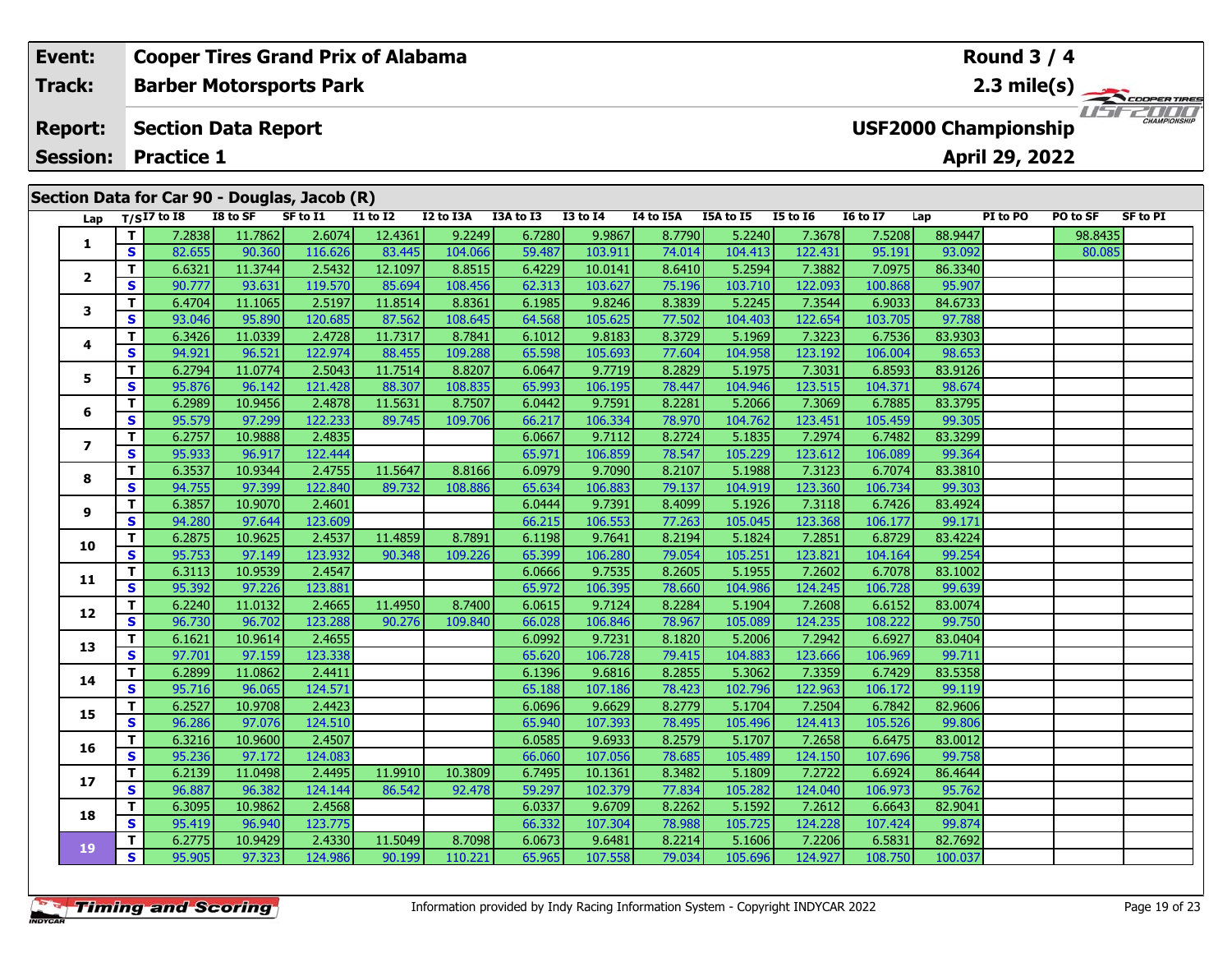| Event: | Cooper Tires Grand Prix of Alabama | Round 3 / 4 |
|---|---|---|
| Track: | Barber Motorsports Park | 2.3 mile(s) |
| Report: | Section Data Report | USF2000 Championship |
| Session: | Practice 1 | April 29, 2022 |

## Section Data for Car 90 - Douglas, Jacob (R)

| Lap | T/S | I7 to I8 | I8 to SF | SF to I1 | I1 to I2 | I2 to I3A | I3A to I3 | I3 to I4 | I4 to I5A | I5A to I5 | I5 to I6 | I6 to I7 | Lap | PI to PO | PO to SF | SF to PI |
|---|---|---|---|---|---|---|---|---|---|---|---|---|---|---|---|---|
| 1 | T | 7.2838 | 11.7862 | 2.6074 | 12.4361 | 9.2249 | 6.7280 | 9.9867 | 8.7790 | 5.2240 | 7.3678 | 7.5208 | 88.9447 | | 98.8435 | |
| | S | 82.655 | 90.360 | 116.626 | 83.445 | 104.066 | 59.487 | 103.911 | 74.014 | 104.413 | 122.431 | 95.191 | 93.092 | | 80.085 | |
| 2 | T | 6.6321 | 11.3744 | 2.5432 | 12.1097 | 8.8515 | 6.4229 | 10.0141 | 8.6410 | 5.2594 | 7.3882 | 7.0975 | 86.3340 | | | |
| | S | 90.777 | 93.631 | 119.570 | 85.694 | 108.456 | 62.313 | 103.627 | 75.196 | 103.710 | 122.093 | 100.868 | 95.907 | | | |
| 3 | T | 6.4704 | 11.1065 | 2.5197 | 11.8514 | 8.8361 | 6.1985 | 9.8246 | 8.3839 | 5.2245 | 7.3544 | 6.9033 | 84.6733 | | | |
| | S | 93.046 | 95.890 | 120.685 | 87.562 | 108.645 | 64.568 | 105.625 | 77.502 | 104.403 | 122.654 | 103.705 | 97.788 | | | |
| 4 | T | 6.3426 | 11.0339 | 2.4728 | 11.7317 | 8.7841 | 6.1012 | 9.8183 | 8.3729 | 5.1969 | 7.3223 | 6.7536 | 83.9303 | | | |
| | S | 94.921 | 96.521 | 122.974 | 88.455 | 109.288 | 65.598 | 105.693 | 77.604 | 104.958 | 123.192 | 106.004 | 98.653 | | | |
| 5 | T | 6.2794 | 11.0774 | 2.5043 | 11.7514 | 8.8207 | 6.0647 | 9.7719 | 8.2829 | 5.1975 | 7.3031 | 6.8593 | 83.9126 | | | |
| | S | 95.876 | 96.142 | 121.428 | 88.307 | 108.835 | 65.993 | 106.195 | 78.447 | 104.946 | 123.515 | 104.371 | 98.674 | | | |
| 6 | T | 6.2989 | 10.9456 | 2.4878 | 11.5631 | 8.7507 | 6.0442 | 9.7591 | 8.2281 | 5.2066 | 7.3069 | 6.7885 | 83.3795 | | | |
| | S | 95.579 | 97.299 | 122.233 | 89.745 | 109.706 | 66.217 | 106.334 | 78.970 | 104.762 | 123.451 | 105.459 | 99.305 | | | |
| 7 | T | 6.2757 | 10.9888 | 2.4835 | | | 6.0667 | 9.7112 | 8.2724 | 5.1835 | 7.2974 | 6.7482 | 83.3299 | | | |
| | S | 95.933 | 96.917 | 122.444 | | | 65.971 | 106.859 | 78.547 | 105.229 | 123.612 | 106.089 | 99.364 | | | |
| 8 | T | 6.3537 | 10.9344 | 2.4755 | 11.5647 | 8.8166 | 6.0979 | 9.7090 | 8.2107 | 5.1988 | 7.3123 | 6.7074 | 83.3810 | | | |
| | S | 94.755 | 97.399 | 122.840 | 89.732 | 108.886 | 65.634 | 106.883 | 79.137 | 104.919 | 123.360 | 106.734 | 99.303 | | | |
| 9 | T | 6.3857 | 10.9070 | 2.4601 | | | 6.0444 | 9.7391 | 8.4099 | 5.1926 | 7.3118 | 6.7426 | 83.4924 | | | |
| | S | 94.280 | 97.644 | 123.609 | | | 66.215 | 106.553 | 77.263 | 105.045 | 123.368 | 106.177 | 99.171 | | | |
| 10 | T | 6.2875 | 10.9625 | 2.4537 | 11.4859 | 8.7891 | 6.1198 | 9.7641 | 8.2194 | 5.1824 | 7.2851 | 6.8729 | 83.4224 | | | |
| | S | 95.753 | 97.149 | 123.932 | 90.348 | 109.226 | 65.399 | 106.280 | 79.054 | 105.251 | 123.821 | 104.164 | 99.254 | | | |
| 11 | T | 6.3113 | 10.9539 | 2.4547 | | | 6.0666 | 9.7535 | 8.2605 | 5.1955 | 7.2602 | 6.7078 | 83.1002 | | | |
| | S | 95.392 | 97.226 | 123.881 | | | 65.972 | 106.395 | 78.660 | 104.986 | 124.245 | 106.728 | 99.639 | | | |
| 12 | T | 6.2240 | 11.0132 | 2.4665 | 11.4950 | 8.7400 | 6.0615 | 9.7124 | 8.2284 | 5.1904 | 7.2608 | 6.6152 | 83.0074 | | | |
| | S | 96.730 | 96.702 | 123.288 | 90.276 | 109.840 | 66.028 | 106.846 | 78.967 | 105.089 | 124.235 | 108.222 | 99.750 | | | |
| 13 | T | 6.1621 | 10.9614 | 2.4655 | | | 6.0992 | 9.7231 | 8.1820 | 5.2006 | 7.2942 | 6.6927 | 83.0404 | | | |
| | S | 97.701 | 97.159 | 123.338 | | | 65.620 | 106.728 | 79.415 | 104.883 | 123.666 | 106.969 | 99.711 | | | |
| 14 | T | 6.2899 | 11.0862 | 2.4411 | | | 6.1396 | 9.6816 | 8.2855 | 5.3062 | 7.3359 | 6.7429 | 83.5358 | | | |
| | S | 95.716 | 96.065 | 124.571 | | | 65.188 | 107.186 | 78.423 | 102.796 | 122.963 | 106.172 | 99.119 | | | |
| 15 | T | 6.2527 | 10.9708 | 2.4423 | | | 6.0696 | 9.6629 | 8.2779 | 5.1704 | 7.2504 | 6.7842 | 82.9606 | | | |
| | S | 96.286 | 97.076 | 124.510 | | | 65.940 | 107.393 | 78.495 | 105.496 | 124.413 | 105.526 | 99.806 | | | |
| 16 | T | 6.3216 | 10.9600 | 2.4507 | | | 6.0585 | 9.6933 | 8.2579 | 5.1707 | 7.2658 | 6.6475 | 83.0012 | | | |
| | S | 95.236 | 97.172 | 124.083 | | | 66.060 | 107.056 | 78.685 | 105.489 | 124.150 | 107.696 | 99.758 | | | |
| 17 | T | 6.2139 | 11.0498 | 2.4495 | 11.9910 | 10.3809 | 6.7495 | 10.1361 | 8.3482 | 5.1809 | 7.2722 | 6.6924 | 86.4644 | | | |
| | S | 96.887 | 96.382 | 124.144 | 86.542 | 92.478 | 59.297 | 102.379 | 77.834 | 105.282 | 124.040 | 106.973 | 95.762 | | | |
| 18 | T | 6.3095 | 10.9862 | 2.4568 | | | 6.0337 | 9.6709 | 8.2262 | 5.1592 | 7.2612 | 6.6643 | 82.9041 | | | |
| | S | 95.419 | 96.940 | 123.775 | | | 66.332 | 107.304 | 78.988 | 105.725 | 124.228 | 107.424 | 99.874 | | | |
| 19 | T | 6.2775 | 10.9429 | 2.4330 | 11.5049 | 8.7098 | 6.0673 | 9.6481 | 8.2214 | 5.1606 | 7.2206 | 6.5831 | 82.7692 | | | |
| | S | 95.905 | 97.323 | 124.986 | 90.199 | 110.221 | 65.965 | 107.558 | 79.034 | 105.696 | 124.927 | 108.750 | 100.037 | | | |

Information provided by Indy Racing Information System - Copyright INDYCAR 2022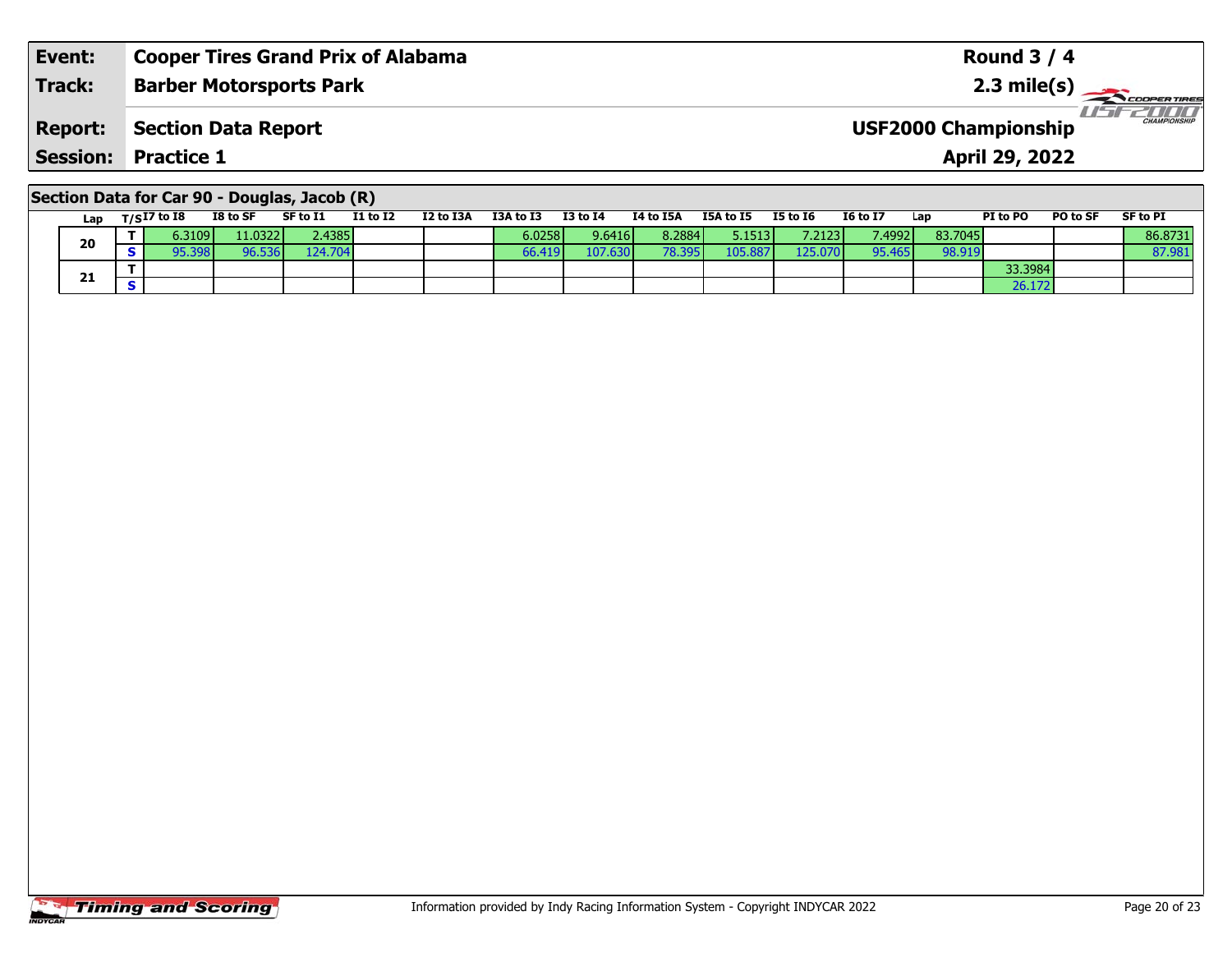| Event: | Cooper Tires Grand Prix of Alabama | Round 3 / 4 |
|---|---|---|
| Track: | Barber Motorsports Park | 2.3 mile(s) |
| Report: | Section Data Report | USF2000 Championship |
| Session: | Practice 1 | April 29, 2022 |

## Section Data for Car 90 - Douglas, Jacob (R)

| Lap | T/S | I7 to I8 | I8 to SF | SF to I1 | I1 to I2 | I2 to I3A | I3A to I3 | I3 to I4 | I4 to I5A | I5A to I5 | I5 to I6 | I6 to I7 | Lap | PI to PO | PO to SF | SF to PI |
|---|---|---|---|---|---|---|---|---|---|---|---|---|---|---|---|---|
| 20 | T | 6.3109 | 11.0322 | 2.4385 | | | 6.0258 | 9.6416 | 8.2884 | 5.1513 | 7.2123 | 7.4992 | 83.7045 | | | 86.8731 |
| | S | 95.398 | 96.536 | 124.704 | | | 66.419 | 107.630 | 78.395 | 105.887 | 125.070 | 95.465 | 98.919 | | | 87.981 |
| 21 | T | | | | | | | | | | | | | 33.3984 | | |
| | S | | | | | | | | | | | | | 26.172 | | |

Information provided by Indy Racing Information System - Copyright INDYCAR 2022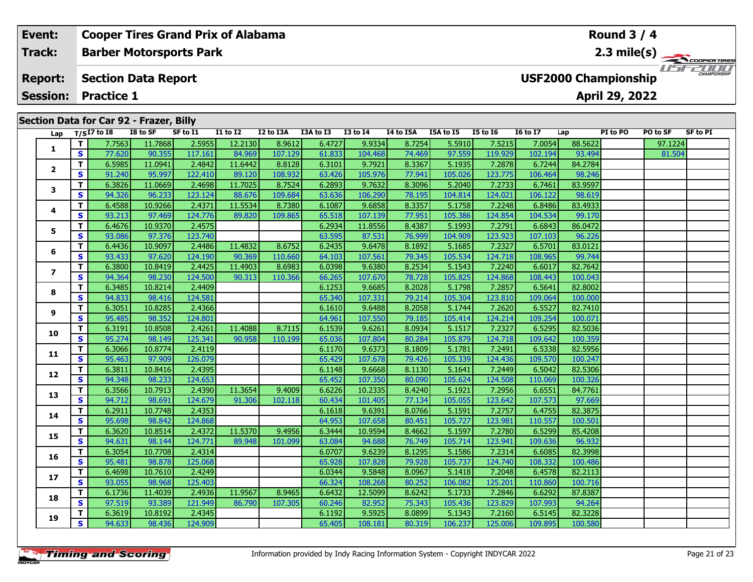| Event: | Cooper Tires Grand Prix of Alabama | Round 3 / 4 |
|---|---|---|
| Track: | Barber Motorsports Park | 2.3 mile(s) |
| Report: | Section Data Report | USF2000 Championship |
| Session: | Practice 1 | April 29, 2022 |

## Section Data for Car 92 - Frazer, Billy

| Lap | T/S | I7 to I8 | I8 to SF | SF to I1 | I1 to I2 | I2 to I3A | I3A to I3 | I3 to I4 | I4 to I5A | I5A to I5 | I5 to I6 | I6 to I7 | Lap | PI to PO | PO to SF | SF to PI |
|---|---|---|---|---|---|---|---|---|---|---|---|---|---|---|---|---|
| 1 | T | 7.7563 | 11.7868 | 2.5955 | 12.2130 | 8.9612 | 6.4727 | 9.9334 | 8.7254 | 5.5910 | 7.5215 | 7.0054 | 88.5622 | | 97.1224 | |
| | S | 77.620 | 90.355 | 117.161 | 84.969 | 107.129 | 61.833 | 104.468 | 74.469 | 97.559 | 119.929 | 102.194 | 93.494 | | 81.504 | |
| 2 | T | 6.5985 | 11.0941 | 2.4842 | 11.6442 | 8.8128 | 6.3101 | 9.7921 | 8.3367 | 5.1935 | 7.2878 | 6.7244 | 84.2784 | | | |
| | S | 91.240 | 95.997 | 122.410 | 89.120 | 108.932 | 63.426 | 105.976 | 77.941 | 105.026 | 123.775 | 106.464 | 98.246 | | | |
| 3 | T | 6.3826 | 11.0669 | 2.4698 | 11.7025 | 8.7524 | 6.2893 | 9.7632 | 8.3096 | 5.2040 | 7.2733 | 6.7461 | 83.9597 | | | |
| | S | 94.326 | 96.233 | 123.124 | 88.676 | 109.684 | 63.636 | 106.290 | 78.195 | 104.814 | 124.021 | 106.122 | 98.619 | | | |
| 4 | T | 6.4588 | 10.9266 | 2.4371 | 11.5534 | 8.7380 | 6.1087 | 9.6858 | 8.3357 | 5.1758 | 7.2248 | 6.8486 | 83.4933 | | | |
| | S | 93.213 | 97.469 | 124.776 | 89.820 | 109.865 | 65.518 | 107.139 | 77.951 | 105.386 | 124.854 | 104.534 | 99.170 | | | |
| 5 | T | 6.4676 | 10.9370 | 2.4575 | | | 6.2934 | 11.8556 | 8.4387 | 5.1993 | 7.2791 | 6.6843 | 86.0472 | | | |
| | S | 93.086 | 97.376 | 123.740 | | | 63.595 | 87.531 | 76.999 | 104.909 | 123.923 | 107.103 | 96.226 | | | |
| 6 | T | 6.4436 | 10.9097 | 2.4486 | 11.4832 | 8.6752 | 6.2435 | 9.6478 | 8.1892 | 5.1685 | 7.2327 | 6.5701 | 83.0121 | | | |
| | S | 93.433 | 97.620 | 124.190 | 90.369 | 110.660 | 64.103 | 107.561 | 79.345 | 105.534 | 124.718 | 108.965 | 99.744 | | | |
| 7 | T | 6.3800 | 10.8419 | 2.4425 | 11.4903 | 8.6983 | 6.0398 | 9.6380 | 8.2534 | 5.1543 | 7.2240 | 6.6017 | 82.7642 | | | |
| | S | 94.364 | 98.230 | 124.500 | 90.313 | 110.366 | 66.265 | 107.670 | 78.728 | 105.825 | 124.868 | 108.443 | 100.043 | | | |
| 8 | T | 6.3485 | 10.8214 | 2.4409 | | | 6.1253 | 9.6685 | 8.2028 | 5.1798 | 7.2857 | 6.5641 | 82.8002 | | | |
| | S | 94.833 | 98.416 | 124.581 | | | 65.340 | 107.331 | 79.214 | 105.304 | 123.810 | 109.064 | 100.000 | | | |
| 9 | T | 6.3051 | 10.8285 | 2.4366 | | | 6.1610 | 9.6488 | 8.2058 | 5.1744 | 7.2620 | 6.5527 | 82.7410 | | | |
| | S | 95.485 | 98.352 | 124.801 | | | 64.961 | 107.550 | 79.185 | 105.414 | 124.214 | 109.254 | 100.071 | | | |
| 10 | T | 6.3191 | 10.8508 | 2.4261 | 11.4088 | 8.7115 | 6.1539 | 9.6261 | 8.0934 | 5.1517 | 7.2327 | 6.5295 | 82.5036 | | | |
| | S | 95.274 | 98.149 | 125.341 | 90.958 | 110.199 | 65.036 | 107.804 | 80.284 | 105.879 | 124.718 | 109.642 | 100.359 | | | |
| 11 | T | 6.3066 | 10.8774 | 2.4119 | | | 6.1170 | 9.6373 | 8.1809 | 5.1781 | 7.2491 | 6.5338 | 82.5956 | | | |
| | S | 95.463 | 97.909 | 126.079 | | | 65.429 | 107.678 | 79.426 | 105.339 | 124.436 | 109.570 | 100.247 | | | |
| 12 | T | 6.3811 | 10.8416 | 2.4395 | | | 6.1148 | 9.6668 | 8.1130 | 5.1641 | 7.2449 | 6.5042 | 82.5306 | | | |
| | S | 94.348 | 98.233 | 124.653 | | | 65.452 | 107.350 | 80.090 | 105.624 | 124.508 | 110.069 | 100.326 | | | |
| 13 | T | 6.3566 | 10.7913 | 2.4390 | 11.3654 | 9.4009 | 6.6226 | 10.2335 | 8.4240 | 5.1921 | 7.2956 | 6.6551 | 84.7761 | | | |
| | S | 94.712 | 98.691 | 124.679 | 91.306 | 102.118 | 60.434 | 101.405 | 77.134 | 105.055 | 123.642 | 107.573 | 97.669 | | | |
| 14 | T | 6.2911 | 10.7748 | 2.4353 | | | 6.1618 | 9.6391 | 8.0766 | 5.1591 | 7.2757 | 6.4755 | 82.3875 | | | |
| | S | 95.698 | 98.842 | 124.868 | | | 64.953 | 107.658 | 80.451 | 105.727 | 123.981 | 110.557 | 100.501 | | | |
| 15 | T | 6.3620 | 10.8514 | 2.4372 | 11.5370 | 9.4956 | 6.3444 | 10.9594 | 8.4662 | 5.1597 | 7.2780 | 6.5299 | 85.4208 | | | |
| | S | 94.631 | 98.144 | 124.771 | 89.948 | 101.099 | 63.084 | 94.688 | 76.749 | 105.714 | 123.941 | 109.636 | 96.932 | | | |
| 16 | T | 6.3054 | 10.7708 | 2.4314 | | | 6.0707 | 9.6239 | 8.1295 | 5.1586 | 7.2314 | 6.6085 | 82.3998 | | | |
| | S | 95.481 | 98.878 | 125.068 | | | 65.928 | 107.828 | 79.928 | 105.737 | 124.740 | 108.332 | 100.486 | | | |
| 17 | T | 6.4698 | 10.7610 | 2.4249 | | | 6.0344 | 9.5848 | 8.0967 | 5.1418 | 7.2048 | 6.4578 | 82.2113 | | | |
| | S | 93.055 | 98.968 | 125.403 | | | 66.324 | 108.268 | 80.252 | 106.082 | 125.201 | 110.860 | 100.716 | | | |
| 18 | T | 6.1736 | 11.4039 | 2.4936 | 11.9567 | 8.9465 | 6.6432 | 12.5099 | 8.6242 | 5.1733 | 7.2846 | 6.6292 | 87.8387 | | | |
| | S | 97.519 | 93.389 | 121.949 | 86.790 | 107.305 | 60.246 | 82.952 | 75.343 | 105.436 | 123.829 | 107.993 | 94.264 | | | |
| 19 | T | 6.3619 | 10.8192 | 2.4345 | | | 6.1192 | 9.5925 | 8.0899 | 5.1343 | 7.2160 | 6.5145 | 82.3228 | | | |
| | S | 94.633 | 98.436 | 124.909 | | | 65.405 | 108.181 | 80.319 | 106.237 | 125.006 | 109.895 | 100.580 | | | |

Information provided by Indy Racing Information System - Copyright INDYCAR 2022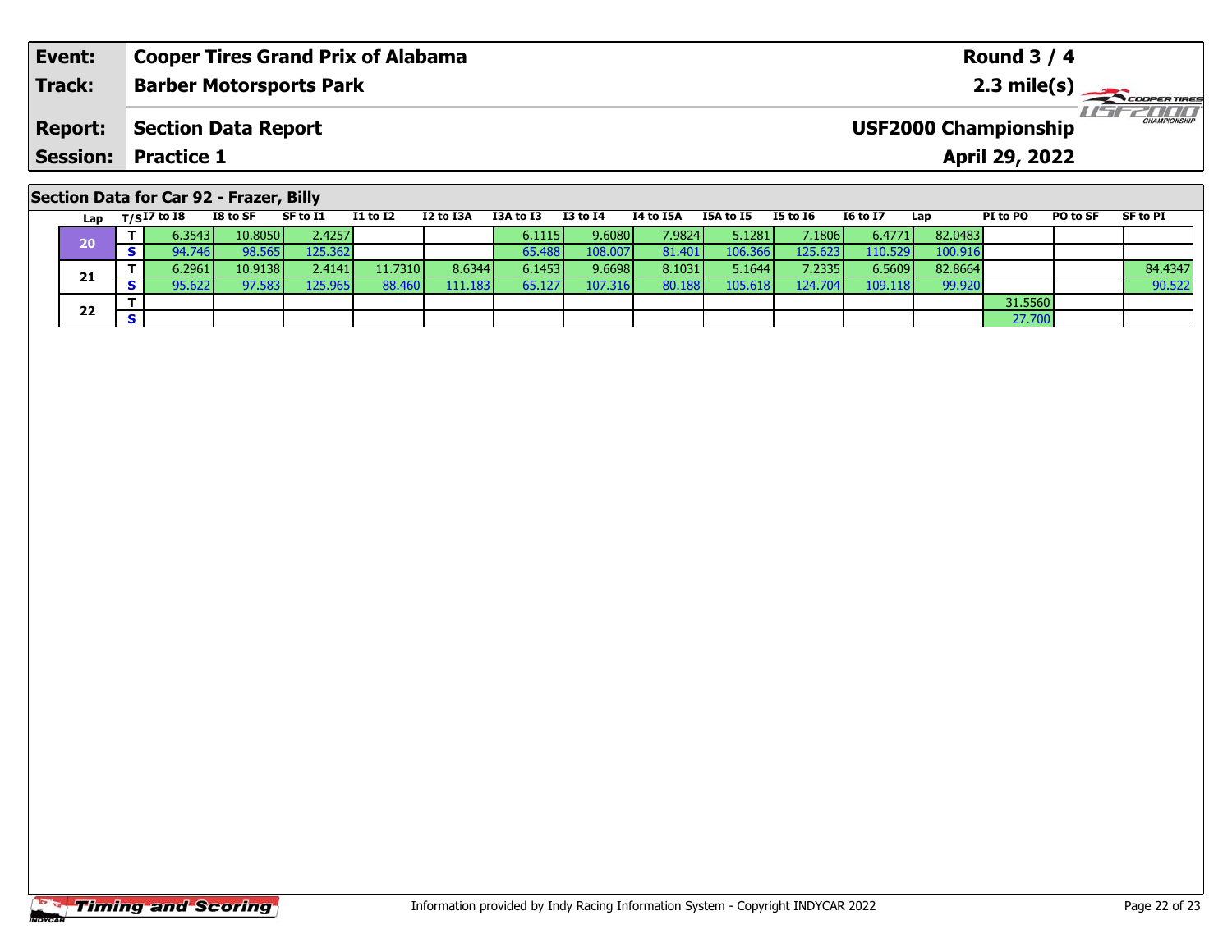| Event: | Cooper Tires Grand Prix of Alabama | Round 3 / 4 |
|---|---|---|
| Track: | Barber Motorsports Park | 2.3 mile(s) |
| Report: | Section Data Report | USF2000 Championship |
| Session: | Practice 1 | April 29, 2022 |

## Section Data for Car 92 - Frazer, Billy

| Lap | T/S | I7 to I8 | I8 to SF | SF to I1 | I1 to I2 | I2 to I3A | I3A to I3 | I3 to I4 | I4 to I5A | I5A to I5 | I5 to I6 | I6 to I7 | Lap | PI to PO | PO to SF | SF to PI |
|---|---|---|---|---|---|---|---|---|---|---|---|---|---|---|---|---|
| 20 | T | 6.3543 | 10.8050 | 2.4257 | | | 6.1115 | 9.6080 | 7.9824 | 5.1281 | 7.1806 | 6.4771 | 82.0483 | | | |
| | S | 94.746 | 98.565 | 125.362 | | | 65.488 | 108.007 | 81.401 | 106.366 | 125.623 | 110.529 | 100.916 | | | |
| 21 | T | 6.2961 | 10.9138 | 2.4141 | 11.7310 | 8.6344 | 6.1453 | 9.6698 | 8.1031 | 5.1644 | 7.2335 | 6.5609 | 82.8664 | | | 84.4347 |
| | S | 95.622 | 97.583 | 125.965 | 88.460 | 111.183 | 65.127 | 107.316 | 80.188 | 105.618 | 124.704 | 109.118 | 99.920 | | | 90.522 |
| 22 | T | | | | | | | | | | | | | 31.5560 | | |
| | S | | | | | | | | | | | | | 27.700 | | |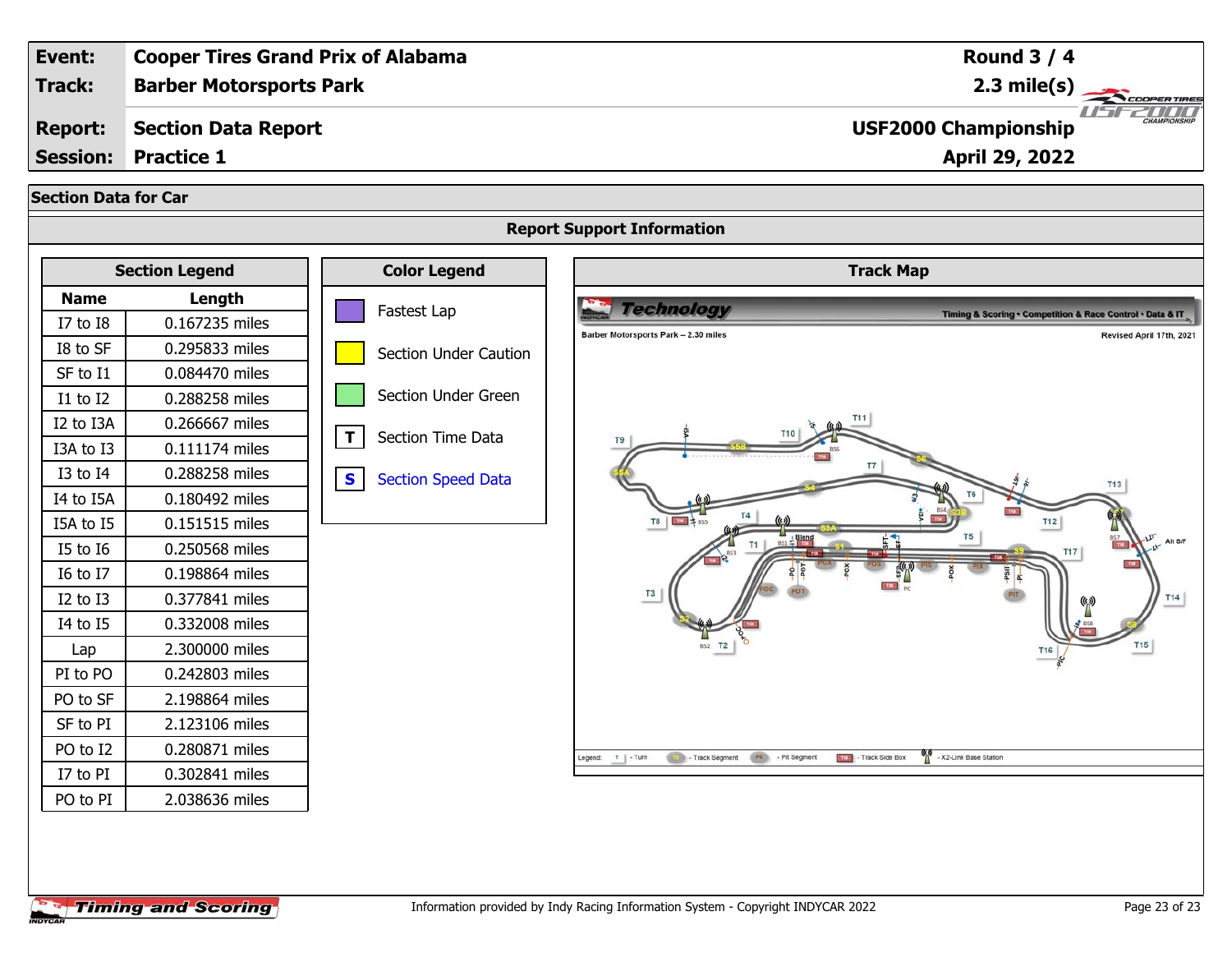| | | | |
|---|---|---|---|
| **Event:** | **Cooper Tires Grand Prix of Alabama** | **Round 3 / 4** | |
| **Track:** | **Barber Motorsports Park** | **2.3 mile(s)** | |
| **Report:** | **Section Data Report** | **USF2000 Championship** | |
| **Session:** | **Practice 1** | **April 29, 2022** | |

## Section Data for Car

### Report Support Information

**Section Legend**

| Name | Length |
|---|---|
| I7 to I8 | 0.167235 miles |
| I8 to SF | 0.295833 miles |
| SF to I1 | 0.084470 miles |
| I1 to I2 | 0.288258 miles |
| I2 to I3A | 0.266667 miles |
| I3A to I3 | 0.111174 miles |
| I3 to I4 | 0.288258 miles |
| I4 to I5A | 0.180492 miles |
| I5A to I5 | 0.151515 miles |
| I5 to I6 | 0.250568 miles |
| I6 to I7 | 0.198864 miles |
| I2 to I3 | 0.377841 miles |
| I4 to I5 | 0.332008 miles |
| Lap | 2.300000 miles |
| PI to PO | 0.242803 miles |
| PO to SF | 2.198864 miles |
| SF to PI | 2.123106 miles |
| PO to I2 | 0.280871 miles |
| I7 to PI | 0.302841 miles |
| PO to PI | 2.038636 miles |

**Color Legend**

- Fastest Lap
- Section Under Caution
- Section Under Green
- T Section Time Data
- S Section Speed Data

**Track Map**

Technology

Timing & Scoring • Competition & Race Control • Data & IT

Barber Motorsports Park – 2.30 miles

Revised April 17th, 2021

Legend: T - Turn, - Track Segment, - Pit Segment, - Track Side Box, - X2-Link Base Station

Information provided by Indy Racing Information System - Copyright INDYCAR 2022